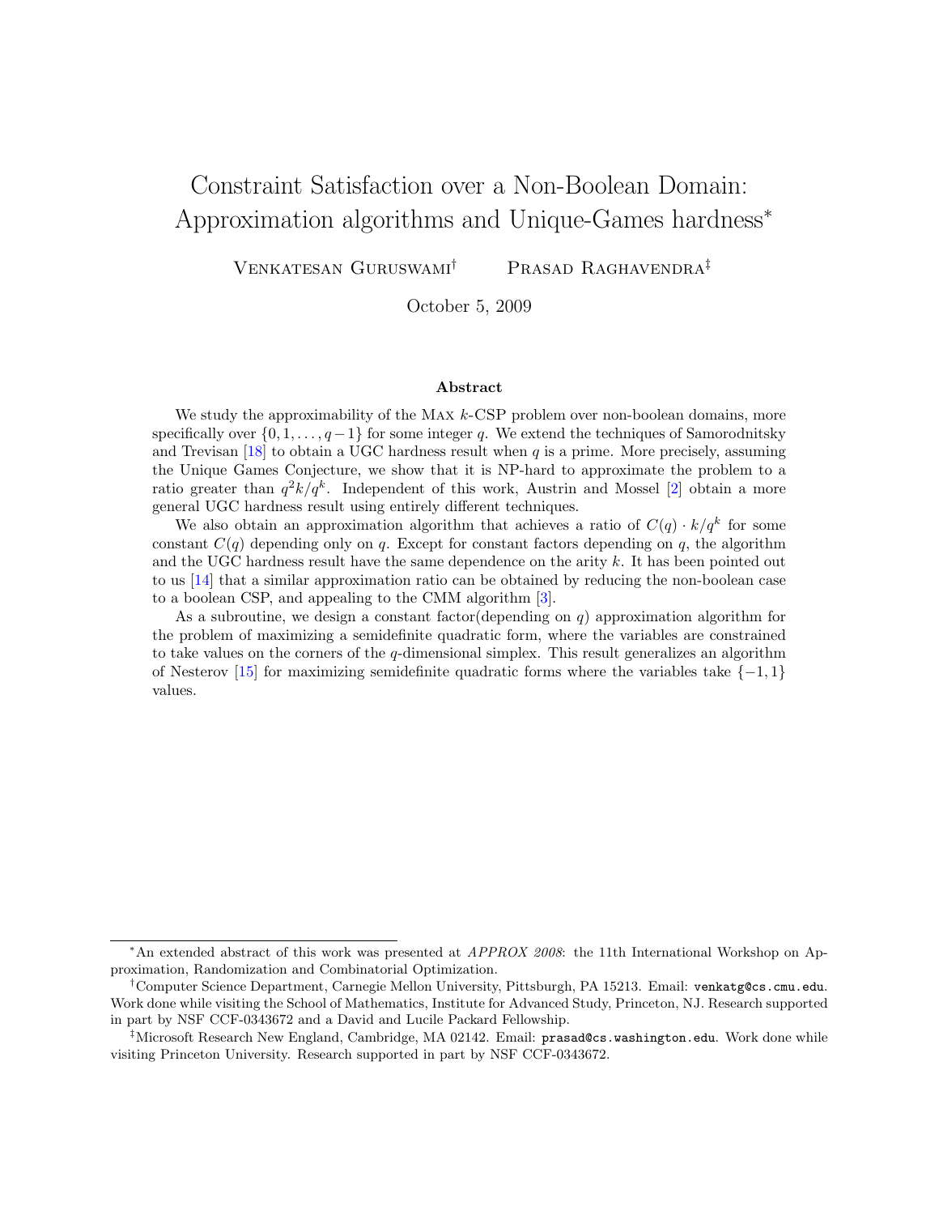# Constraint Satisfaction over a Non-Boolean Domain: Approximation algorithms and Unique-Games hardness*

Venkatesan Guruswami† Prasad Raghavendra‡

October 5, 2009

### Abstract

We study the approximability of the Max $k$-CSP problem over non-boolean domains, more specifically over $\{0, 1, \ldots, q-1\}$ for some integer $q$. We extend the techniques of Samorodnitsky and Trevisan [18] to obtain a UGC hardness result when $q$ is a prime. More precisely, assuming the Unique Games Conjecture, we show that it is NP-hard to approximate the problem to a ratio greater than $q^2 k/q^k$. Independent of this work, Austrin and Mossel [2] obtain a more general UGC hardness result using entirely different techniques.

We also obtain an approximation algorithm that achieves a ratio of $C(q) \cdot k/q^k$ for some constant $C(q)$ depending only on $q$. Except for constant factors depending on $q$, the algorithm and the UGC hardness result have the same dependence on the arity $k$. It has been pointed out to us [14] that a similar approximation ratio can be obtained by reducing the non-boolean case to a boolean CSP, and appealing to the CMM algorithm [3].

As a subroutine, we design a constant factor(depending on $q$) approximation algorithm for the problem of maximizing a semidefinite quadratic form, where the variables are constrained to take values on the corners of the $q$-dimensional simplex. This result generalizes an algorithm of Nesterov [15] for maximizing semidefinite quadratic forms where the variables take $\{-1, 1\}$ values.

---

*An extended abstract of this work was presented at *APPROX 2008*: the 11th International Workshop on Approximation, Randomization and Combinatorial Optimization.

†Computer Science Department, Carnegie Mellon University, Pittsburgh, PA 15213. Email: `venkatg@cs.cmu.edu`. Work done while visiting the School of Mathematics, Institute for Advanced Study, Princeton, NJ. Research supported in part by NSF CCF-0343672 and a David and Lucile Packard Fellowship.

‡Microsoft Research New England, Cambridge, MA 02142. Email: `prasad@cs.washington.edu`. Work done while visiting Princeton University. Research supported in part by NSF CCF-0343672.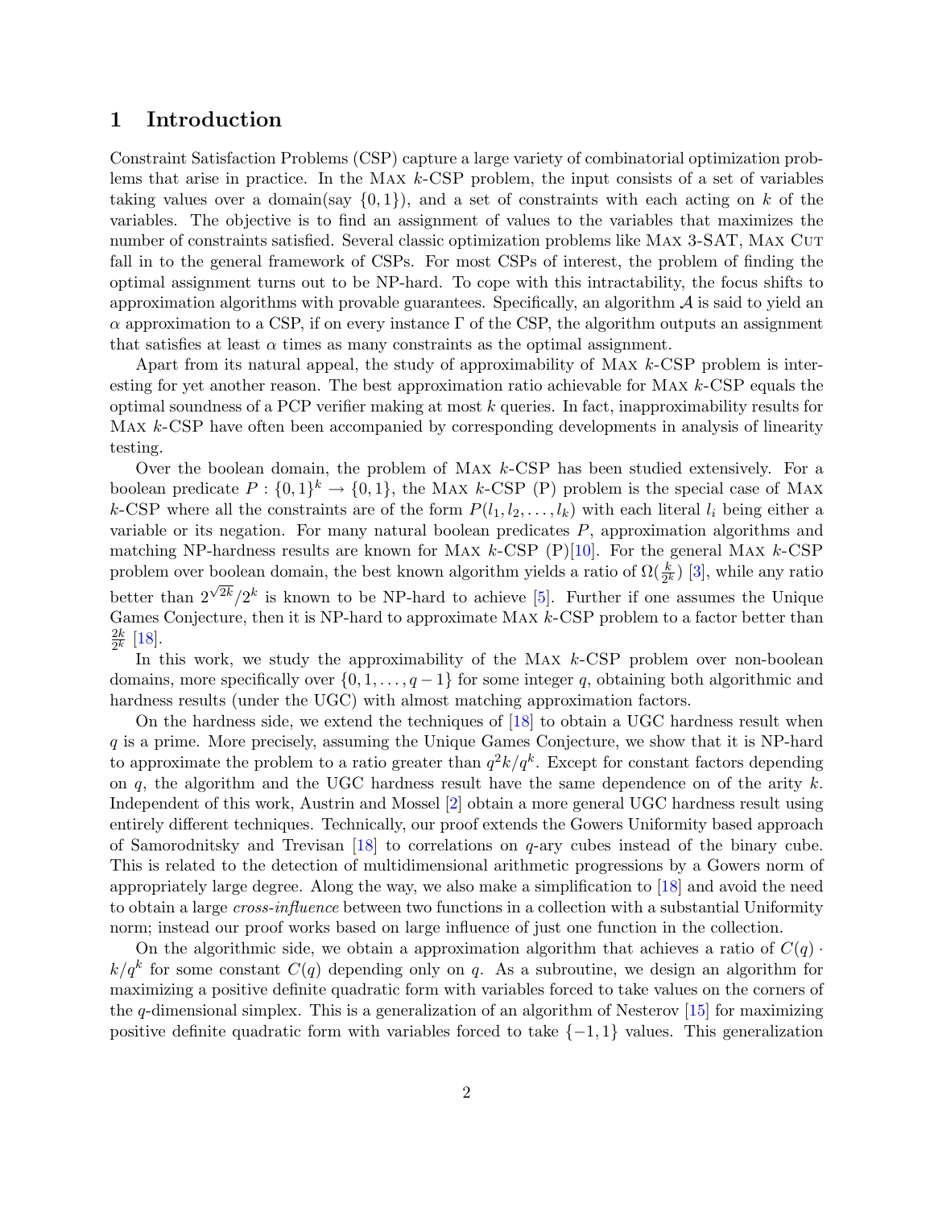# 1 Introduction

Constraint Satisfaction Problems (CSP) capture a large variety of combinatorial optimization problems that arise in practice. In the Max $k$-CSP problem, the input consists of a set of variables taking values over a domain(say $\{0,1\}$), and a set of constraints with each acting on $k$ of the variables. The objective is to find an assignment of values to the variables that maximizes the number of constraints satisfied. Several classic optimization problems like Max 3-SAT, Max Cut fall in to the general framework of CSPs. For most CSPs of interest, the problem of finding the optimal assignment turns out to be NP-hard. To cope with this intractability, the focus shifts to approximation algorithms with provable guarantees. Specifically, an algorithm $\mathcal{A}$ is said to yield an $\alpha$ approximation to a CSP, if on every instance $\Gamma$ of the CSP, the algorithm outputs an assignment that satisfies at least $\alpha$ times as many constraints as the optimal assignment.

Apart from its natural appeal, the study of approximability of Max $k$-CSP problem is interesting for yet another reason. The best approximation ratio achievable for Max $k$-CSP equals the optimal soundness of a PCP verifier making at most $k$ queries. In fact, inapproximability results for Max $k$-CSP have often been accompanied by corresponding developments in analysis of linearity testing.

Over the boolean domain, the problem of Max $k$-CSP has been studied extensively. For a boolean predicate $P : \{0,1\}^k \to \{0,1\}$, the Max $k$-CSP (P) problem is the special case of Max $k$-CSP where all the constraints are of the form $P(l_1, l_2, \ldots, l_k)$ with each literal $l_i$ being either a variable or its negation. For many natural boolean predicates $P$, approximation algorithms and matching NP-hardness results are known for Max $k$-CSP (P)[10]. For the general Max $k$-CSP problem over boolean domain, the best known algorithm yields a ratio of $\Omega(\frac{k}{2^k})$ [3], while any ratio better than $2^{\sqrt{2k}}/2^k$ is known to be NP-hard to achieve [5]. Further if one assumes the Unique Games Conjecture, then it is NP-hard to approximate Max $k$-CSP problem to a factor better than $\frac{2k}{2^k}$ [18].

In this work, we study the approximability of the Max $k$-CSP problem over non-boolean domains, more specifically over $\{0, 1, \ldots, q-1\}$ for some integer $q$, obtaining both algorithmic and hardness results (under the UGC) with almost matching approximation factors.

On the hardness side, we extend the techniques of [18] to obtain a UGC hardness result when $q$ is a prime. More precisely, assuming the Unique Games Conjecture, we show that it is NP-hard to approximate the problem to a ratio greater than $q^2k/q^k$. Except for constant factors depending on $q$, the algorithm and the UGC hardness result have the same dependence on of the arity $k$. Independent of this work, Austrin and Mossel [2] obtain a more general UGC hardness result using entirely different techniques. Technically, our proof extends the Gowers Uniformity based approach of Samorodnitsky and Trevisan [18] to correlations on $q$-ary cubes instead of the binary cube. This is related to the detection of multidimensional arithmetic progressions by a Gowers norm of appropriately large degree. Along the way, we also make a simplification to [18] and avoid the need to obtain a large *cross-influence* between two functions in a collection with a substantial Uniformity norm; instead our proof works based on large influence of just one function in the collection.

On the algorithmic side, we obtain a approximation algorithm that achieves a ratio of $C(q) \cdot k/q^k$ for some constant $C(q)$ depending only on $q$. As a subroutine, we design an algorithm for maximizing a positive definite quadratic form with variables forced to take values on the corners of the $q$-dimensional simplex. This is a generalization of an algorithm of Nesterov [15] for maximizing positive definite quadratic form with variables forced to take $\{-1, 1\}$ values. This generalization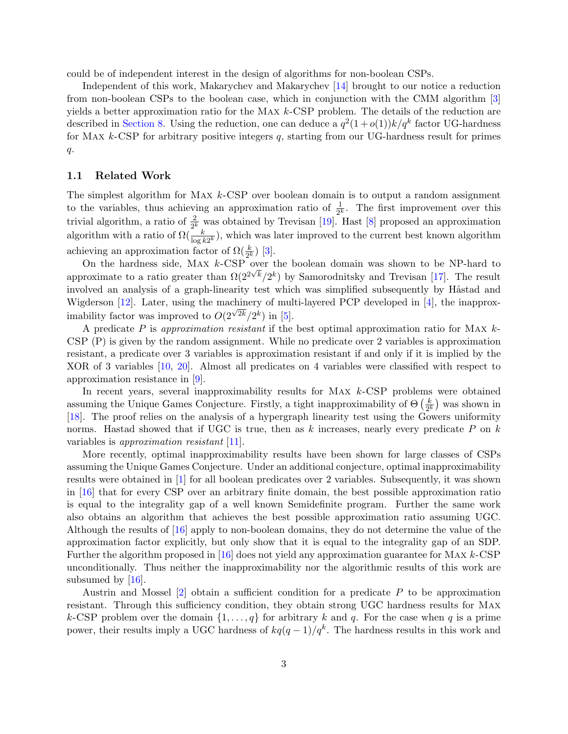could be of independent interest in the design of algorithms for non-boolean CSPs.

Independent of this work, Makarychev and Makarychev [14] brought to our notice a reduction from non-boolean CSPs to the boolean case, which in conjunction with the CMM algorithm [3] yields a better approximation ratio for the Max $k$-CSP problem. The details of the reduction are described in Section 8. Using the reduction, one can deduce a $q^2(1+o(1))k/q^k$ factor UG-hardness for Max $k$-CSP for arbitrary positive integers $q$, starting from our UG-hardness result for primes $q$.

## 1.1 Related Work

The simplest algorithm for Max $k$-CSP over boolean domain is to output a random assignment to the variables, thus achieving an approximation ratio of $\frac{1}{2^k}$. The first improvement over this trivial algorithm, a ratio of $\frac{2}{2^k}$ was obtained by Trevisan [19]. Hast [8] proposed an approximation algorithm with a ratio of $\Omega(\frac{k}{\log k 2^k})$, which was later improved to the current best known algorithm achieving an approximation factor of $\Omega(\frac{k}{2^k})$ [3].

On the hardness side, Max $k$-CSP over the boolean domain was shown to be NP-hard to approximate to a ratio greater than $\Omega(2^{2\sqrt{k}}/2^k)$ by Samorodnitsky and Trevisan [17]. The result involved an analysis of a graph-linearity test which was simplified subsequently by Håstad and Wigderson [12]. Later, using the machinery of multi-layered PCP developed in [4], the inapproximability factor was improved to $O(2^{\sqrt{2k}}/2^k)$ in [5].

A predicate $P$ is *approximation resistant* if the best optimal approximation ratio for Max $k$-CSP (P) is given by the random assignment. While no predicate over 2 variables is approximation resistant, a predicate over 3 variables is approximation resistant if and only if it is implied by the XOR of 3 variables [10, 20]. Almost all predicates on 4 variables were classified with respect to approximation resistance in [9].

In recent years, several inapproximability results for Max $k$-CSP problems were obtained assuming the Unique Games Conjecture. Firstly, a tight inapproximability of $\Theta\left(\frac{k}{2^k}\right)$ was shown in [18]. The proof relies on the analysis of a hypergraph linearity test using the Gowers uniformity norms. Hastad showed that if UGC is true, then as $k$ increases, nearly every predicate $P$ on $k$ variables is *approximation resistant* [11].

More recently, optimal inapproximability results have been shown for large classes of CSPs assuming the Unique Games Conjecture. Under an additional conjecture, optimal inapproximability results were obtained in [1] for all boolean predicates over 2 variables. Subsequently, it was shown in [16] that for every CSP over an arbitrary finite domain, the best possible approximation ratio is equal to the integrality gap of a well known Semidefinite program. Further the same work also obtains an algorithm that achieves the best possible approximation ratio assuming UGC. Although the results of [16] apply to non-boolean domains, they do not determine the value of the approximation factor explicitly, but only show that it is equal to the integrality gap of an SDP. Further the algorithm proposed in [16] does not yield any approximation guarantee for Max $k$-CSP unconditionally. Thus neither the inapproximability nor the algorithmic results of this work are subsumed by [16].

Austrin and Mossel [2] obtain a sufficient condition for a predicate $P$ to be approximation resistant. Through this sufficiency condition, they obtain strong UGC hardness results for Max $k$-CSP problem over the domain $\{1, \ldots, q\}$ for arbitrary $k$ and $q$. For the case when $q$ is a prime power, their results imply a UGC hardness of $kq(q-1)/q^k$. The hardness results in this work and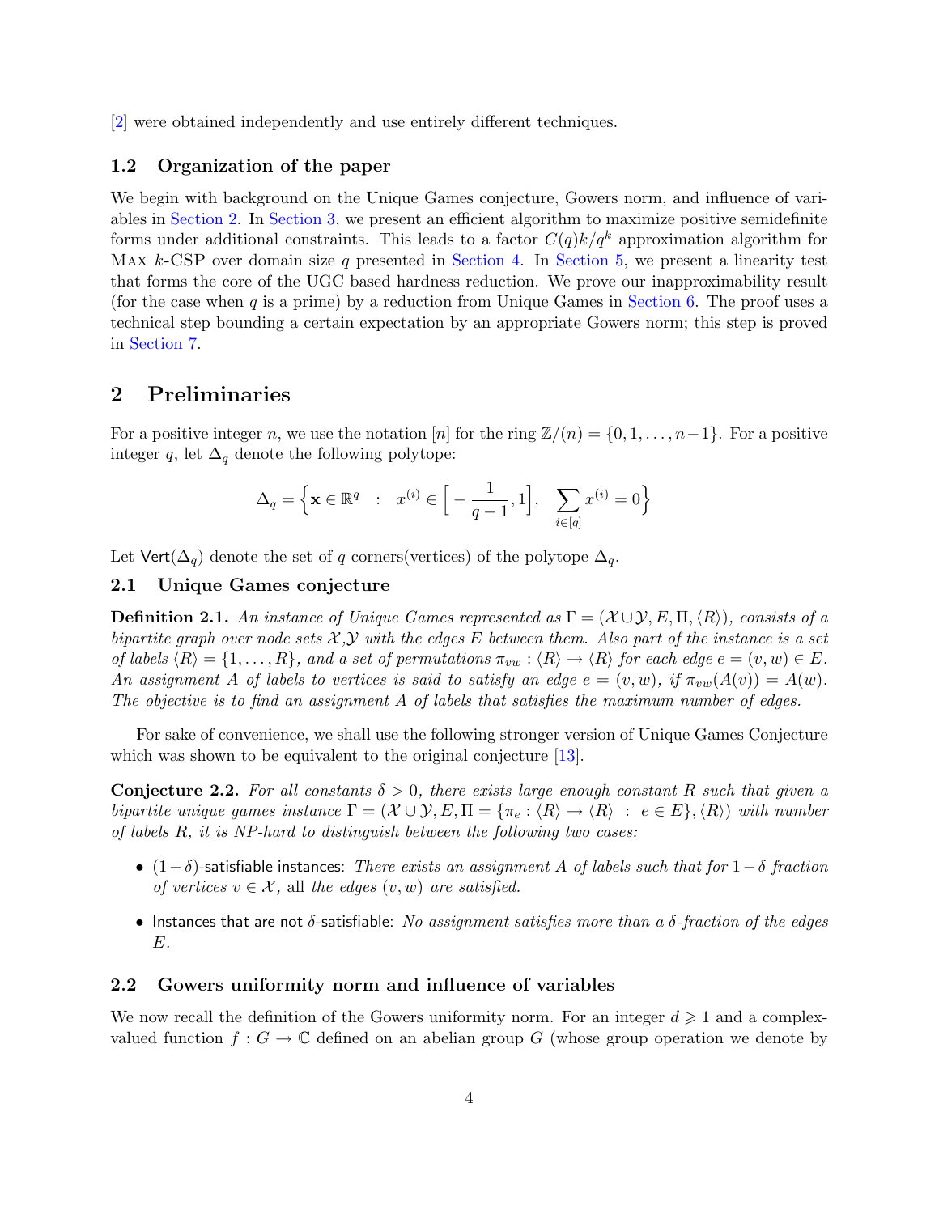[2] were obtained independently and use entirely different techniques.

### 1.2 Organization of the paper

We begin with background on the Unique Games conjecture, Gowers norm, and influence of variables in Section 2. In Section 3, we present an efficient algorithm to maximize positive semidefinite forms under additional constraints. This leads to a factor $C(q)k/q^k$ approximation algorithm for Max $k$-CSP over domain size $q$ presented in Section 4. In Section 5, we present a linearity test that forms the core of the UGC based hardness reduction. We prove our inapproximability result (for the case when $q$ is a prime) by a reduction from Unique Games in Section 6. The proof uses a technical step bounding a certain expectation by an appropriate Gowers norm; this step is proved in Section 7.

## 2 Preliminaries

For a positive integer $n$, we use the notation $[n]$ for the ring $\mathbb{Z}/(n) = \{0, 1, \ldots, n-1\}$. For a positive integer $q$, let $\Delta_q$ denote the following polytope:

$$\Delta_q = \Big\{ \mathbf{x} \in \mathbb{R}^q \ \ : \ \ x^{(i)} \in \Big[ -\frac{1}{q-1}, 1 \Big], \ \ \sum_{i \in [q]} x^{(i)} = 0 \Big\}$$

Let $\mathsf{Vert}(\Delta_q)$ denote the set of $q$ corners(vertices) of the polytope $\Delta_q$.

### 2.1 Unique Games conjecture

**Definition 2.1.** *An instance of Unique Games represented as $\Gamma = (\mathcal{X} \cup \mathcal{Y}, E, \Pi, \langle R \rangle)$, consists of a bipartite graph over node sets $\mathcal{X}, \mathcal{Y}$ with the edges $E$ between them. Also part of the instance is a set of labels $\langle R \rangle = \{1, \ldots, R\}$, and a set of permutations $\pi_{vw} : \langle R \rangle \to \langle R \rangle$ for each edge $e = (v, w) \in E$. An assignment $A$ of labels to vertices is said to satisfy an edge $e = (v, w)$, if $\pi_{vw}(A(v)) = A(w)$. The objective is to find an assignment $A$ of labels that satisfies the maximum number of edges.*

For sake of convenience, we shall use the following stronger version of Unique Games Conjecture which was shown to be equivalent to the original conjecture [13].

**Conjecture 2.2.** *For all constants $\delta > 0$, there exists large enough constant $R$ such that given a bipartite unique games instance $\Gamma = (\mathcal{X} \cup \mathcal{Y}, E, \Pi = \{\pi_e : \langle R \rangle \to \langle R \rangle \ : \ e \in E\}, \langle R \rangle)$ with number of labels $R$, it is NP-hard to distinguish between the following two cases:*

- $(1-\delta)$-satisfiable instances: *There exists an assignment $A$ of labels such that for $1 - \delta$ fraction of vertices $v \in \mathcal{X}$,* all *the edges $(v, w)$ are satisfied.*
- Instances that are not $\delta$-satisfiable: *No assignment satisfies more than a $\delta$-fraction of the edges $E$.*

### 2.2 Gowers uniformity norm and influence of variables

We now recall the definition of the Gowers uniformity norm. For an integer $d \geqslant 1$ and a complex-valued function $f : G \to \mathbb{C}$ defined on an abelian group $G$ (whose group operation we denote by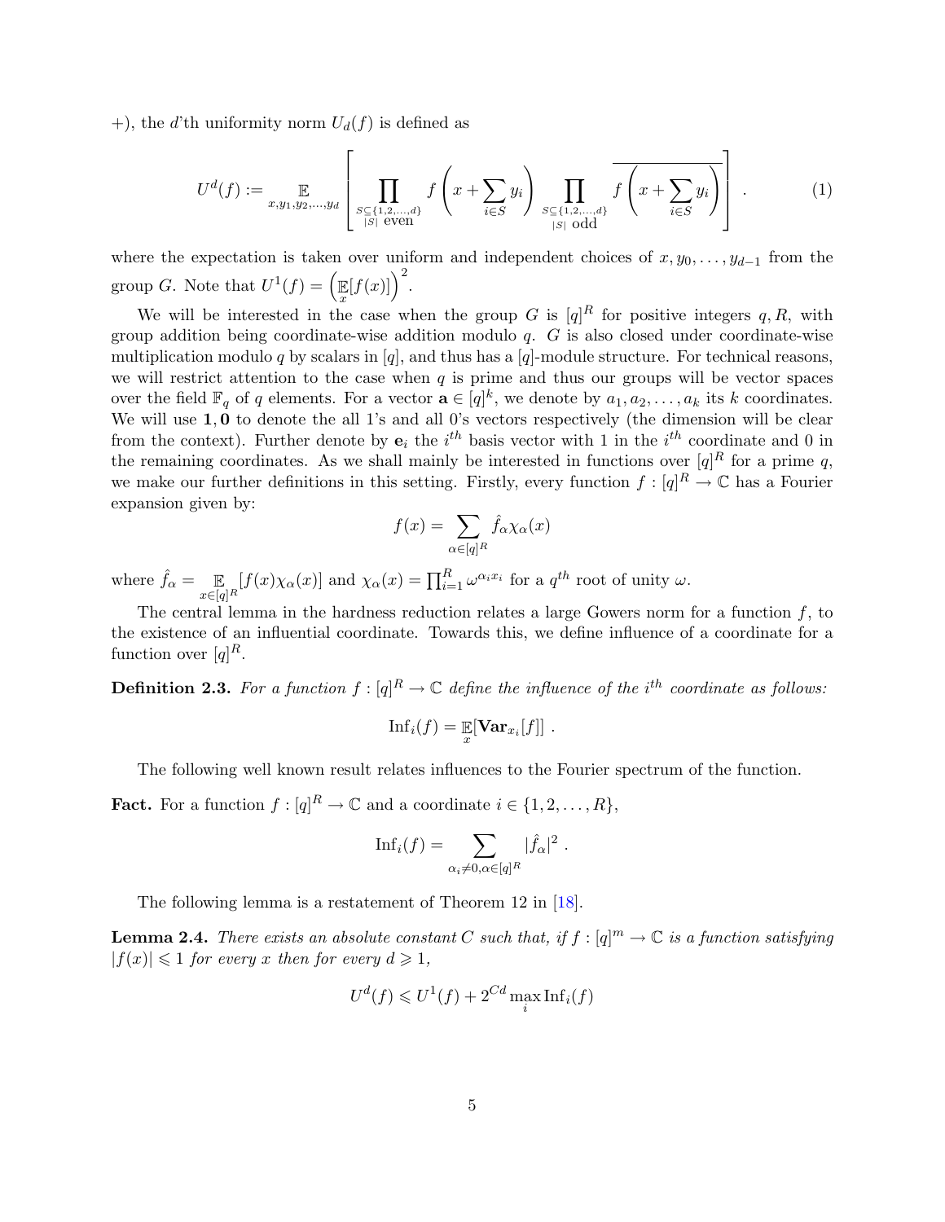+), the $d$'th uniformity norm $U_d(f)$ is defined as

$$U^d(f) := \mathop{\mathbb{E}}_{x,y_1,y_2,\ldots,y_d}\left[\prod_{\substack{S\subseteq\{1,2,\ldots,d\}\\ |S|\text{ even}}} f\left(x+\sum_{i\in S} y_i\right) \prod_{\substack{S\subseteq\{1,2,\ldots,d\}\\ |S|\text{ odd}}} \overline{f\left(x+\sum_{i\in S} y_i\right)}\right]. \tag{1}$$

where the expectation is taken over uniform and independent choices of $x, y_0, \ldots, y_{d-1}$ from the group $G$. Note that $U^1(f) = \left(\mathop{\mathbb{E}}_x[f(x)]\right)^2$.

We will be interested in the case when the group $G$ is $[q]^R$ for positive integers $q, R$, with group addition being coordinate-wise addition modulo $q$. $G$ is also closed under coordinate-wise multiplication modulo $q$ by scalars in $[q]$, and thus has a $[q]$-module structure. For technical reasons, we will restrict attention to the case when $q$ is prime and thus our groups will be vector spaces over the field $\mathbb{F}_q$ of $q$ elements. For a vector $\mathbf{a} \in [q]^k$, we denote by $a_1, a_2, \ldots, a_k$ its $k$ coordinates. We will use $\mathbf{1}, \mathbf{0}$ to denote the all 1's and all 0's vectors respectively (the dimension will be clear from the context). Further denote by $\mathbf{e}_i$ the $i^{th}$ basis vector with 1 in the $i^{th}$ coordinate and 0 in the remaining coordinates. As we shall mainly be interested in functions over $[q]^R$ for a prime $q$, we make our further definitions in this setting. Firstly, every function $f : [q]^R \to \mathbb{C}$ has a Fourier expansion given by:

$$f(x) = \sum_{\alpha\in[q]^R} \hat{f}_\alpha \chi_\alpha(x)$$

where $\hat{f}_\alpha = \mathop{\mathbb{E}}_{x\in[q]^R}[f(x)\chi_\alpha(x)]$ and $\chi_\alpha(x) = \prod_{i=1}^R \omega^{\alpha_i x_i}$ for a $q^{th}$ root of unity $\omega$.

The central lemma in the hardness reduction relates a large Gowers norm for a function $f$, to the existence of an influential coordinate. Towards this, we define influence of a coordinate for a function over $[q]^R$.

**Definition 2.3.** *For a function $f : [q]^R \to \mathbb{C}$ define the influence of the $i^{th}$ coordinate as follows:*

$$\mathrm{Inf}_i(f) = \mathop{\mathbb{E}}_x[\mathbf{Var}_{x_i}[f]] .$$

The following well known result relates influences to the Fourier spectrum of the function.

**Fact.** For a function $f : [q]^R \to \mathbb{C}$ and a coordinate $i \in \{1, 2, \ldots, R\}$,

$$\mathrm{Inf}_i(f) = \sum_{\alpha_i\neq 0,\alpha\in[q]^R} |\hat{f}_\alpha|^2 .$$

The following lemma is a restatement of Theorem 12 in [18].

**Lemma 2.4.** *There exists an absolute constant $C$ such that, if $f : [q]^m \to \mathbb{C}$ is a function satisfying $|f(x)| \leqslant 1$ for every $x$ then for every $d \geqslant 1$,*

$$U^d(f) \leqslant U^1(f) + 2^{Cd} \max_i \mathrm{Inf}_i(f)$$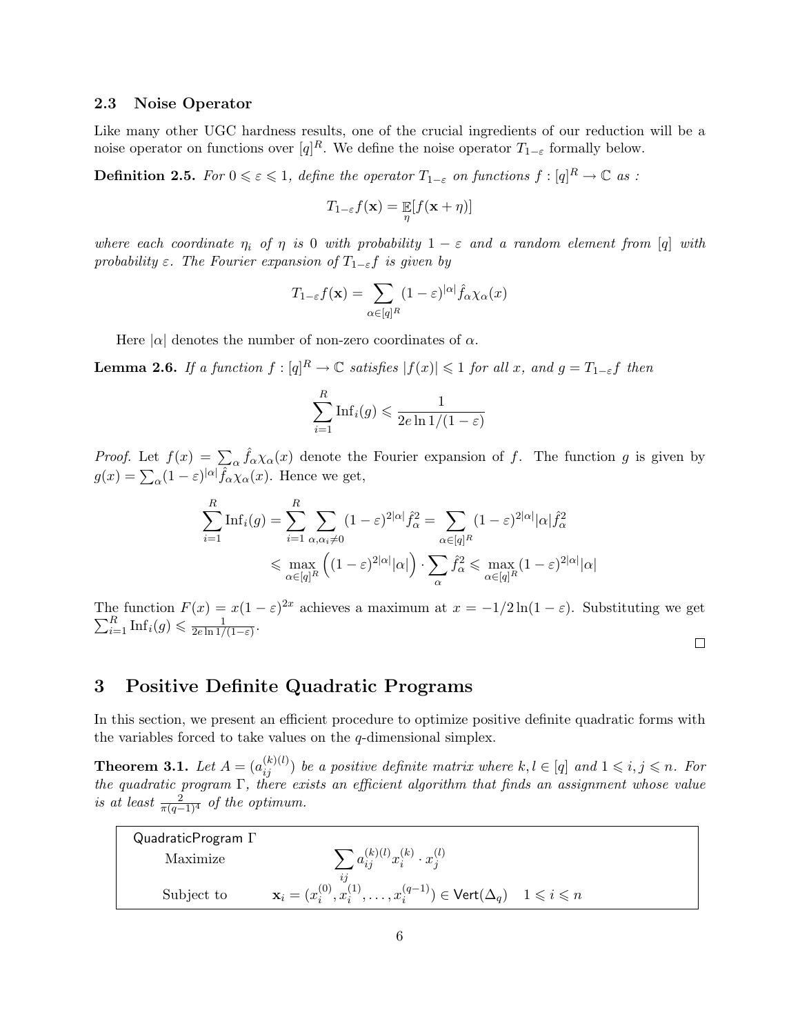### 2.3 Noise Operator

Like many other UGC hardness results, one of the crucial ingredients of our reduction will be a noise operator on functions over $[q]^R$. We define the noise operator $T_{1-\varepsilon}$ formally below.

**Definition 2.5.** *For $0 \leqslant \varepsilon \leqslant 1$, define the operator $T_{1-\varepsilon}$ on functions $f : [q]^R \to \mathbb{C}$ as :*

$$T_{1-\varepsilon} f(\mathbf{x}) = \mathop{\mathbb{E}}_{\eta}[f(\mathbf{x} + \eta)]$$

*where each coordinate $\eta_i$ of $\eta$ is 0 with probability $1-\varepsilon$ and a random element from $[q]$ with probability $\varepsilon$. The Fourier expansion of $T_{1-\varepsilon} f$ is given by*

$$T_{1-\varepsilon} f(\mathbf{x}) = \sum_{\alpha \in [q]^R} (1-\varepsilon)^{|\alpha|} \hat{f}_\alpha \chi_\alpha(x)$$

Here $|\alpha|$ denotes the number of non-zero coordinates of $\alpha$.

**Lemma 2.6.** *If a function $f : [q]^R \to \mathbb{C}$ satisfies $|f(x)| \leqslant 1$ for all $x$, and $g = T_{1-\varepsilon} f$ then*

$$\sum_{i=1}^{R} \mathrm{Inf}_i(g) \leqslant \frac{1}{2e \ln 1/(1-\varepsilon)}$$

*Proof.* Let $f(x) = \sum_\alpha \hat{f}_\alpha \chi_\alpha(x)$ denote the Fourier expansion of $f$. The function $g$ is given by $g(x) = \sum_\alpha (1-\varepsilon)^{|\alpha|} \hat{f}_\alpha \chi_\alpha(x)$. Hence we get,

$$\begin{aligned}
\sum_{i=1}^{R} \mathrm{Inf}_i(g) &= \sum_{i=1}^{R} \sum_{\alpha, \alpha_i \neq 0} (1-\varepsilon)^{2|\alpha|} \hat{f}_\alpha^2 = \sum_{\alpha \in [q]^R} (1-\varepsilon)^{2|\alpha|} |\alpha| \hat{f}_\alpha^2 \\
&\leqslant \max_{\alpha \in [q]^R} \left( (1-\varepsilon)^{2|\alpha|} |\alpha| \right) \cdot \sum_\alpha \hat{f}_\alpha^2 \leqslant \max_{\alpha \in [q]^R} (1-\varepsilon)^{2|\alpha|} |\alpha|
\end{aligned}$$

The function $F(x) = x(1-\varepsilon)^{2x}$ achieves a maximum at $x = -1/2 \ln(1-\varepsilon)$. Substituting we get $\sum_{i=1}^{R} \mathrm{Inf}_i(g) \leqslant \frac{1}{2e \ln 1/(1-\varepsilon)}$.

∎

## 3 Positive Definite Quadratic Programs

In this section, we present an efficient procedure to optimize positive definite quadratic forms with the variables forced to take values on the $q$-dimensional simplex.

**Theorem 3.1.** *Let $A = (a_{ij}^{(k)(l)})$ be a positive definite matrix where $k, l \in [q]$ and $1 \leqslant i, j \leqslant n$. For the quadratic program $\Gamma$, there exists an efficient algorithm that finds an assignment whose value is at least $\frac{2}{\pi(q-1)^4}$ of the optimum.*

QuadraticProgram $\Gamma$

Maximize $\quad \sum_{ij} a_{ij}^{(k)(l)} x_i^{(k)} \cdot x_j^{(l)}$

Subject to $\quad \mathbf{x}_i = (x_i^{(0)}, x_i^{(1)}, \ldots, x_i^{(q-1)}) \in \mathsf{Vert}(\Delta_q) \quad 1 \leqslant i \leqslant n$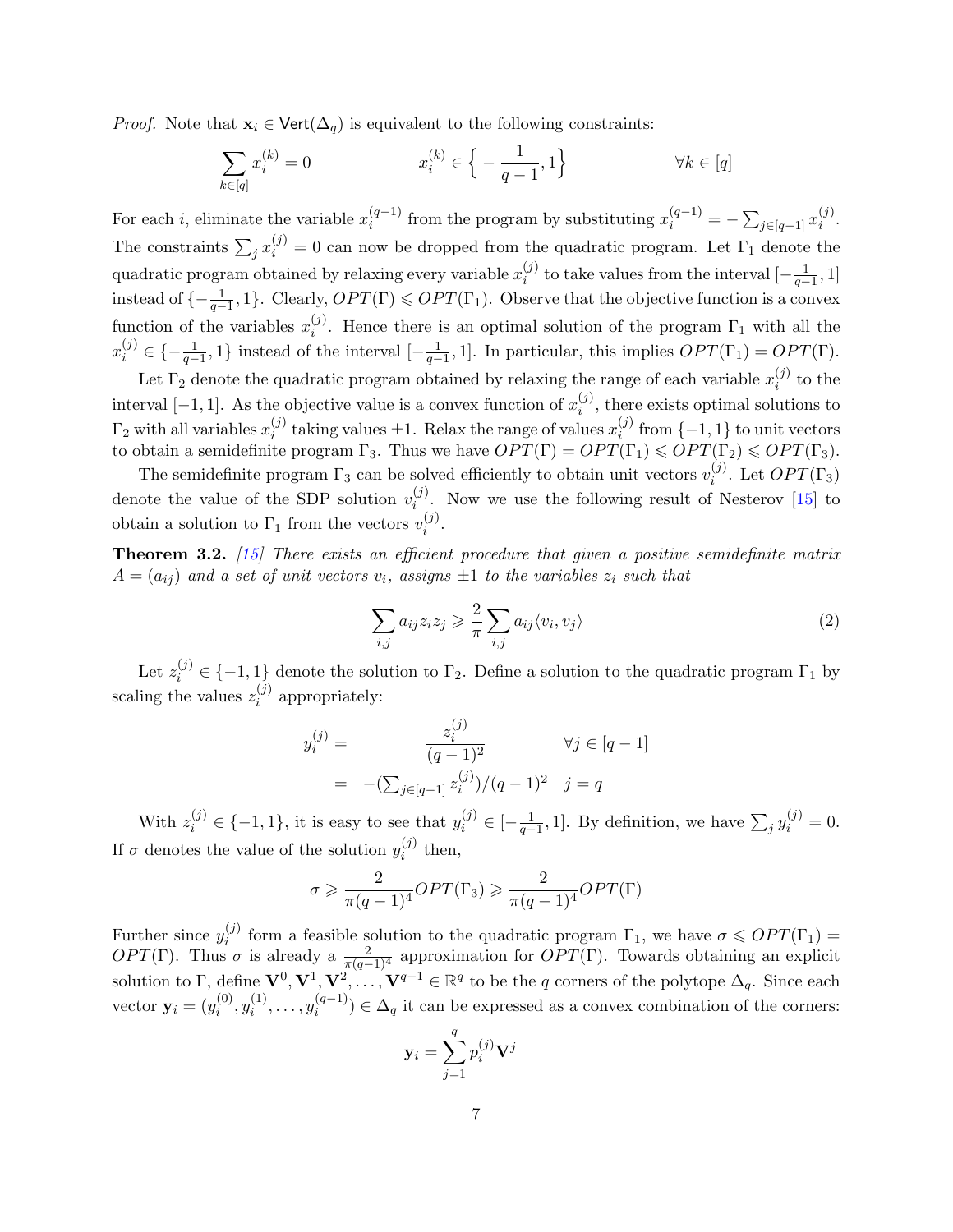*Proof.* Note that $\mathbf{x}_i \in \mathsf{Vert}(\Delta_q)$ is equivalent to the following constraints:

$$\sum_{k\in[q]} x_i^{(k)} = 0 \qquad\qquad x_i^{(k)} \in \Big\{ -\frac{1}{q-1}, 1\Big\} \qquad\qquad \forall k \in [q]$$

For each $i$, eliminate the variable $x_i^{(q-1)}$ from the program by substituting $x_i^{(q-1)} = -\sum_{j\in[q-1]} x_i^{(j)}$. The constraints $\sum_j x_i^{(j)} = 0$ can now be dropped from the quadratic program. Let $\Gamma_1$ denote the quadratic program obtained by relaxing every variable $x_i^{(j)}$ to take values from the interval $[-\frac{1}{q-1}, 1]$ instead of $\{-\frac{1}{q-1}, 1\}$. Clearly, $OPT(\Gamma) \leqslant OPT(\Gamma_1)$. Observe that the objective function is a convex function of the variables $x_i^{(j)}$. Hence there is an optimal solution of the program $\Gamma_1$ with all the $x_i^{(j)} \in \{-\frac{1}{q-1}, 1\}$ instead of the interval $[-\frac{1}{q-1}, 1]$. In particular, this implies $OPT(\Gamma_1) = OPT(\Gamma)$.

Let $\Gamma_2$ denote the quadratic program obtained by relaxing the range of each variable $x_i^{(j)}$ to the interval $[-1, 1]$. As the objective value is a convex function of $x_i^{(j)}$, there exists optimal solutions to $\Gamma_2$ with all variables $x_i^{(j)}$ taking values $\pm 1$. Relax the range of values $x_i^{(j)}$ from $\{-1, 1\}$ to unit vectors to obtain a semidefinite program $\Gamma_3$. Thus we have $OPT(\Gamma) = OPT(\Gamma_1) \leqslant OPT(\Gamma_2) \leqslant OPT(\Gamma_3)$.

The semidefinite program $\Gamma_3$ can be solved efficiently to obtain unit vectors $v_i^{(j)}$. Let $OPT(\Gamma_3)$ denote the value of the SDP solution $v_i^{(j)}$. Now we use the following result of Nesterov [15] to obtain a solution to $\Gamma_1$ from the vectors $v_i^{(j)}$.

**Theorem 3.2.** *[15] There exists an efficient procedure that given a positive semidefinite matrix $A = (a_{ij})$ and a set of unit vectors $v_i$, assigns $\pm 1$ to the variables $z_i$ such that*

$$\sum_{i,j} a_{ij} z_i z_j \geqslant \frac{2}{\pi} \sum_{i,j} a_{ij} \langle v_i, v_j \rangle \tag{2}$$

Let $z_i^{(j)} \in \{-1, 1\}$ denote the solution to $\Gamma_2$. Define a solution to the quadratic program $\Gamma_1$ by scaling the values $z_i^{(j)}$ appropriately:

$$\begin{aligned} y_i^{(j)} = & \quad \frac{z_i^{(j)}}{(q-1)^2} & \forall j \in [q-1] \\ = & \quad -(\textstyle\sum_{j\in[q-1]} z_i^{(j)})/(q-1)^2 & j = q \end{aligned}$$

With $z_i^{(j)} \in \{-1, 1\}$, it is easy to see that $y_i^{(j)} \in [-\frac{1}{q-1}, 1]$. By definition, we have $\sum_j y_i^{(j)} = 0$. If $\sigma$ denotes the value of the solution $y_i^{(j)}$ then,

$$\sigma \geqslant \frac{2}{\pi(q-1)^4} OPT(\Gamma_3) \geqslant \frac{2}{\pi(q-1)^4} OPT(\Gamma)$$

Further since $y_i^{(j)}$ form a feasible solution to the quadratic program $\Gamma_1$, we have $\sigma \leqslant OPT(\Gamma_1) = OPT(\Gamma)$. Thus $\sigma$ is already a $\frac{2}{\pi(q-1)^4}$ approximation for $OPT(\Gamma)$. Towards obtaining an explicit solution to $\Gamma$, define $\mathbf{V}^0, \mathbf{V}^1, \mathbf{V}^2, \ldots, \mathbf{V}^{q-1} \in \mathbb{R}^q$ to be the $q$ corners of the polytope $\Delta_q$. Since each vector $\mathbf{y}_i = (y_i^{(0)}, y_i^{(1)}, \ldots, y_i^{(q-1)}) \in \Delta_q$ it can be expressed as a convex combination of the corners:

$$\mathbf{y}_i = \sum_{j=1}^{q} p_i^{(j)} \mathbf{V}^j$$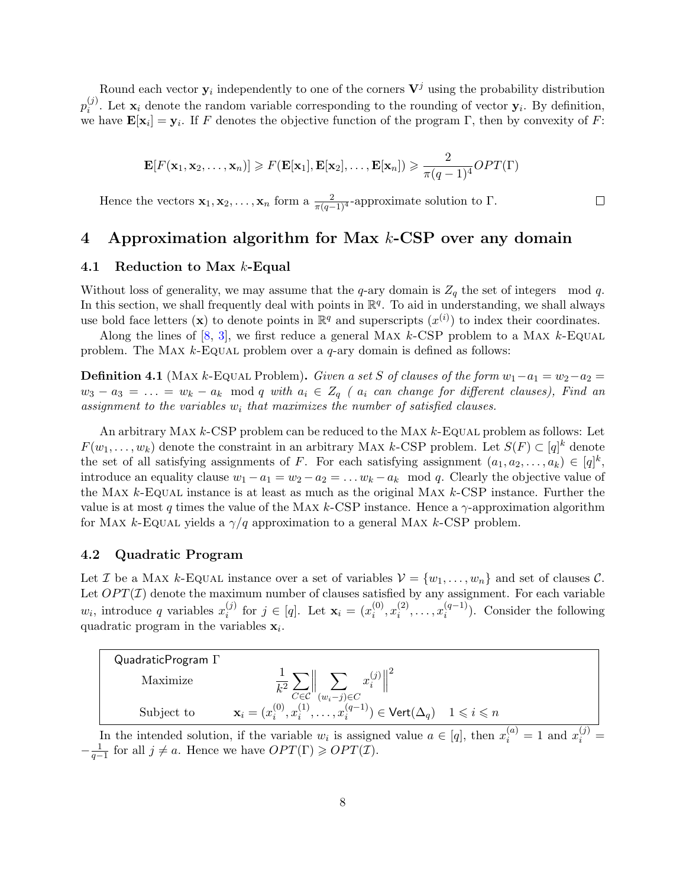Round each vector $\mathbf{y}_i$ independently to one of the corners $\mathbf{V}^j$ using the probability distribution $p_i^{(j)}$. Let $\mathbf{x}_i$ denote the random variable corresponding to the rounding of vector $\mathbf{y}_i$. By definition, we have $\mathbf{E}[\mathbf{x}_i] = \mathbf{y}_i$. If $F$ denotes the objective function of the program $\Gamma$, then by convexity of $F$:

$$\mathbf{E}[F(\mathbf{x}_1, \mathbf{x}_2, \ldots, \mathbf{x}_n)] \geqslant F(\mathbf{E}[\mathbf{x}_1], \mathbf{E}[\mathbf{x}_2], \ldots, \mathbf{E}[\mathbf{x}_n]) \geqslant \frac{2}{\pi(q-1)^4} OPT(\Gamma)$$

Hence the vectors $\mathbf{x}_1, \mathbf{x}_2, \ldots, \mathbf{x}_n$ form a $\frac{2}{\pi(q-1)^4}$-approximate solution to $\Gamma$. □

## 4 Approximation algorithm for Max $k$-CSP over any domain

### 4.1 Reduction to Max $k$-Equal

Without loss of generality, we may assume that the $q$-ary domain is $Z_q$ the set of integers mod $q$. In this section, we shall frequently deal with points in $\mathbb{R}^q$. To aid in understanding, we shall always use bold face letters ($\mathbf{x}$) to denote points in $\mathbb{R}^q$ and superscripts ($x^{(i)}$) to index their coordinates.

Along the lines of [8, 3], we first reduce a general Max $k$-CSP problem to a Max $k$-Equal problem. The Max $k$-Equal problem over a $q$-ary domain is defined as follows:

**Definition 4.1** (Max $k$-Equal Problem). *Given a set $S$ of clauses of the form $w_1 - a_1 = w_2 - a_2 = w_3 - a_3 = \ldots = w_k - a_k \mod q$ with $a_i \in Z_q$ ( $a_i$ can change for different clauses), Find an assignment to the variables $w_i$ that maximizes the number of satisfied clauses.*

An arbitrary Max $k$-CSP problem can be reduced to the Max $k$-Equal problem as follows: Let $F(w_1, \ldots, w_k)$ denote the constraint in an arbitrary Max $k$-CSP problem. Let $S(F) \subset [q]^k$ denote the set of all satisfying assignments of $F$. For each satisfying assignment $(a_1, a_2, \ldots, a_k) \in [q]^k$, introduce an equality clause $w_1 - a_1 = w_2 - a_2 = \ldots w_k - a_k \mod q$. Clearly the objective value of the Max $k$-Equal instance is at least as much as the original Max $k$-CSP instance. Further the value is at most $q$ times the value of the Max $k$-CSP instance. Hence a $\gamma$-approximation algorithm for Max $k$-Equal yields a $\gamma/q$ approximation to a general Max $k$-CSP problem.

### 4.2 Quadratic Program

Let $\mathcal{I}$ be a Max $k$-Equal instance over a set of variables $\mathcal{V} = \{w_1, \ldots, w_n\}$ and set of clauses $\mathcal{C}$. Let $OPT(\mathcal{I})$ denote the maximum number of clauses satisfied by any assignment. For each variable $w_i$, introduce $q$ variables $x_i^{(j)}$ for $j \in [q]$. Let $\mathbf{x}_i = (x_i^{(0)}, x_i^{(2)}, \ldots, x_i^{(q-1)})$. Consider the following quadratic program in the variables $\mathbf{x}_i$.

QuadraticProgram $\Gamma$

Maximize
$$\frac{1}{k^2} \sum_{C \in \mathcal{C}} \Big\| \sum_{(w_i - j) \in C} x_i^{(j)} \Big\|^2$$

Subject to
$$\mathbf{x}_i = (x_i^{(0)}, x_i^{(1)}, \ldots, x_i^{(q-1)}) \in \mathsf{Vert}(\Delta_q) \quad 1 \leqslant i \leqslant n$$

In the intended solution, if the variable $w_i$ is assigned value $a \in [q]$, then $x_i^{(a)} = 1$ and $x_i^{(j)} = -\frac{1}{q-1}$ for all $j \neq a$. Hence we have $OPT(\Gamma) \geqslant OPT(\mathcal{I})$.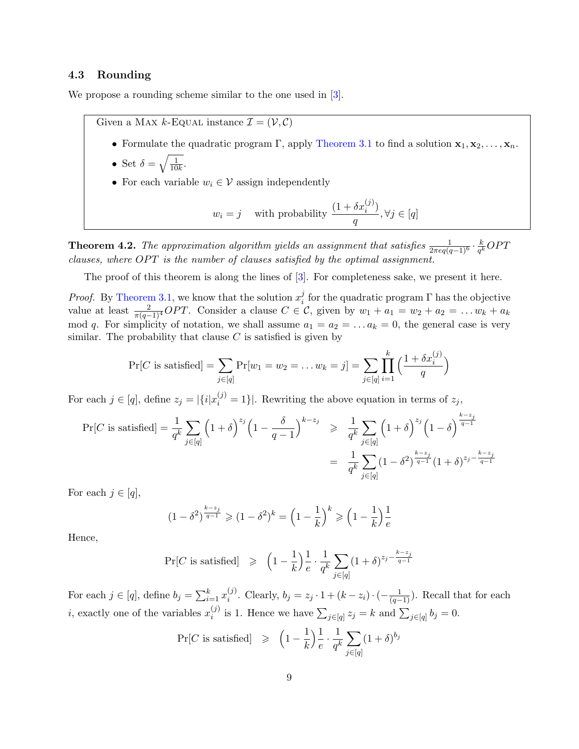### 4.3 Rounding

We propose a rounding scheme similar to the one used in [3].

> Given a MAX $k$-EQUAL instance $\mathcal{I} = (\mathcal{V}, \mathcal{C})$
>
> - Formulate the quadratic program $\Gamma$, apply Theorem 3.1 to find a solution $\mathbf{x}_1, \mathbf{x}_2, \ldots, \mathbf{x}_n$.
> - Set $\delta = \sqrt{\frac{1}{10k}}$.
> - For each variable $w_i \in \mathcal{V}$ assign independently
>
> $$w_i = j \quad \text{with probability } \frac{(1 + \delta x_i^{(j)})}{q}, \forall j \in [q]$$

**Theorem 4.2.** *The approximation algorithm yields an assignment that satisfies $\frac{1}{2\pi e q(q-1)^6} \cdot \frac{k}{q^k} OPT$ clauses, where $OPT$ is the number of clauses satisfied by the optimal assignment.*

The proof of this theorem is along the lines of [3]. For completeness sake, we present it here.

*Proof.* By Theorem 3.1, we know that the solution $x_i^j$ for the quadratic program $\Gamma$ has the objective value at least $\frac{2}{\pi(q-1)^4} OPT$. Consider a clause $C \in \mathcal{C}$, given by $w_1 + a_1 = w_2 + a_2 = \ldots w_k + a_k \mod q$. For simplicity of notation, we shall assume $a_1 = a_2 = \ldots a_k = 0$, the general case is very similar. The probability that clause $C$ is satisfied is given by

$$\Pr[C \text{ is satisfied}] = \sum_{j \in [q]} \Pr[w_1 = w_2 = \ldots w_k = j] = \sum_{j \in [q]} \prod_{i=1}^{k} \left( \frac{1 + \delta x_i^{(j)}}{q} \right)$$

For each $j \in [q]$, define $z_j = |\{i | x_i^{(j)} = 1\}|$. Rewriting the above equation in terms of $z_j$,

$$\begin{aligned}
\Pr[C \text{ is satisfied}] = \frac{1}{q^k} \sum_{j \in [q]} \Big(1 + \delta\Big)^{z_j} \Big(1 - \frac{\delta}{q-1}\Big)^{k - z_j} &\geqslant \frac{1}{q^k} \sum_{j \in [q]} \Big(1 + \delta\Big)^{z_j} \Big(1 - \delta\Big)^{\frac{k - z_j}{q-1}} \\
&= \frac{1}{q^k} \sum_{j \in [q]} (1 - \delta^2)^{\frac{k - z_j}{q-1}} (1 + \delta)^{z_j - \frac{k - z_j}{q-1}}
\end{aligned}$$

For each $j \in [q]$,

$$(1 - \delta^2)^{\frac{k - z_j}{q-1}} \geqslant (1 - \delta^2)^k = \Big(1 - \frac{1}{k}\Big)^k \geqslant \Big(1 - \frac{1}{k}\Big)\frac{1}{e}$$

Hence,

$$\Pr[C \text{ is satisfied}] \quad \geqslant \quad \Big(1 - \frac{1}{k}\Big)\frac{1}{e} \cdot \frac{1}{q^k} \sum_{j \in [q]} (1 + \delta)^{z_j - \frac{k - z_j}{q-1}}$$

For each $j \in [q]$, define $b_j = \sum_{i=1}^{k} x_i^{(j)}$. Clearly, $b_j = z_j \cdot 1 + (k - z_i) \cdot (-\frac{1}{(q-1)})$. Recall that for each $i$, exactly one of the variables $x_i^{(j)}$ is 1. Hence we have $\sum_{j \in [q]} z_j = k$ and $\sum_{j \in [q]} b_j = 0$.

$$\Pr[C \text{ is satisfied}] \quad \geqslant \quad \Big(1 - \frac{1}{k}\Big)\frac{1}{e} \cdot \frac{1}{q^k} \sum_{j \in [q]} (1 + \delta)^{b_j}$$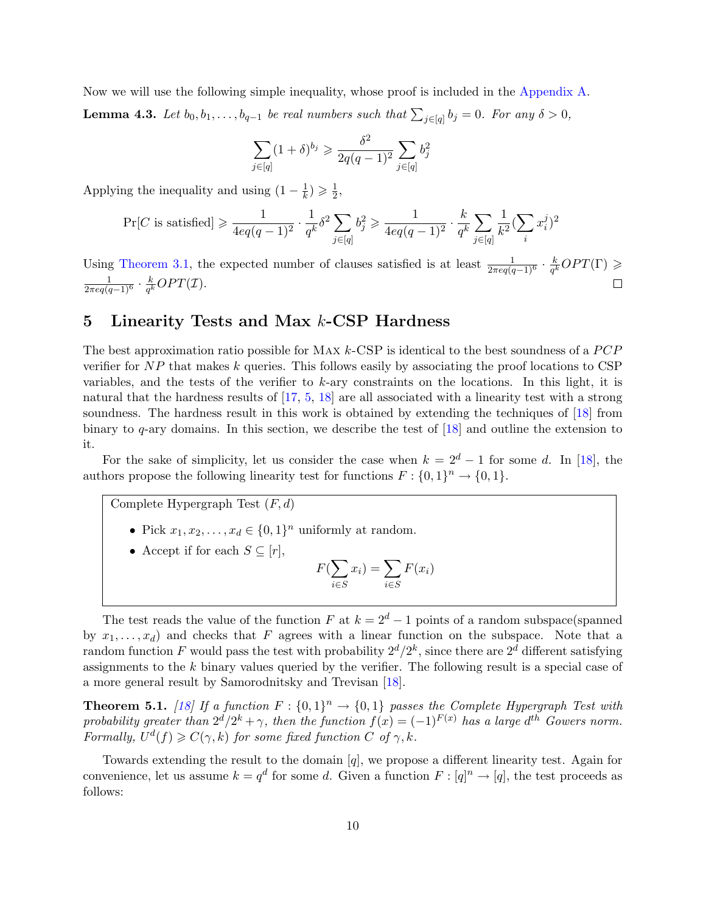Now we will use the following simple inequality, whose proof is included in the Appendix A.

**Lemma 4.3.** *Let $b_0, b_1, \ldots, b_{q-1}$ be real numbers such that $\sum_{j\in[q]} b_j = 0$. For any $\delta > 0$,*

$$\sum_{j\in[q]} (1+\delta)^{b_j} \geqslant \frac{\delta^2}{2q(q-1)^2} \sum_{j\in[q]} b_j^2$$

Applying the inequality and using $(1 - \frac{1}{k}) \geqslant \frac{1}{2}$,

$$\Pr[C \text{ is satisfied}] \geqslant \frac{1}{4eq(q-1)^2} \cdot \frac{1}{q^k} \delta^2 \sum_{j\in[q]} b_j^2 \geqslant \frac{1}{4eq(q-1)^2} \cdot \frac{k}{q^k} \sum_{j\in[q]} \frac{1}{k^2} (\sum_i x_i^j)^2$$

Using Theorem 3.1, the expected number of clauses satisfied is at least $\frac{1}{2\pi eq(q-1)^6} \cdot \frac{k}{q^k} OPT(\Gamma) \geqslant \frac{1}{2\pi eq(q-1)^6} \cdot \frac{k}{q^k} OPT(\mathcal{I})$. □

# 5 Linearity Tests and Max $k$-CSP Hardness

The best approximation ratio possible for Max $k$-CSP is identical to the best soundness of a $PCP$ verifier for $NP$ that makes $k$ queries. This follows easily by associating the proof locations to CSP variables, and the tests of the verifier to $k$-ary constraints on the locations. In this light, it is natural that the hardness results of [17, 5, 18] are all associated with a linearity test with a strong soundness. The hardness result in this work is obtained by extending the techniques of [18] from binary to $q$-ary domains. In this section, we describe the test of [18] and outline the extension to it.

For the sake of simplicity, let us consider the case when $k = 2^d - 1$ for some $d$. In [18], the authors propose the following linearity test for functions $F : \{0,1\}^n \to \{0,1\}$.

> Complete Hypergraph Test $(F, d)$
>
> - Pick $x_1, x_2, \ldots, x_d \in \{0,1\}^n$ uniformly at random.
> - Accept if for each $S \subseteq [r]$,
>
> $$F(\sum_{i\in S} x_i) = \sum_{i\in S} F(x_i)$$

The test reads the value of the function $F$ at $k = 2^d - 1$ points of a random subspace(spanned by $x_1, \ldots, x_d$) and checks that $F$ agrees with a linear function on the subspace. Note that a random function $F$ would pass the test with probability $2^d/2^k$, since there are $2^d$ different satisfying assignments to the $k$ binary values queried by the verifier. The following result is a special case of a more general result by Samorodnitsky and Trevisan [18].

**Theorem 5.1.** *[18] If a function $F : \{0,1\}^n \to \{0,1\}$ passes the Complete Hypergraph Test with probability greater than $2^d/2^k + \gamma$, then the function $f(x) = (-1)^{F(x)}$ has a large $d^{th}$ Gowers norm. Formally, $U^d(f) \geqslant C(\gamma, k)$ for some fixed function $C$ of $\gamma, k$.*

Towards extending the result to the domain $[q]$, we propose a different linearity test. Again for convenience, let us assume $k = q^d$ for some $d$. Given a function $F : [q]^n \to [q]$, the test proceeds as follows: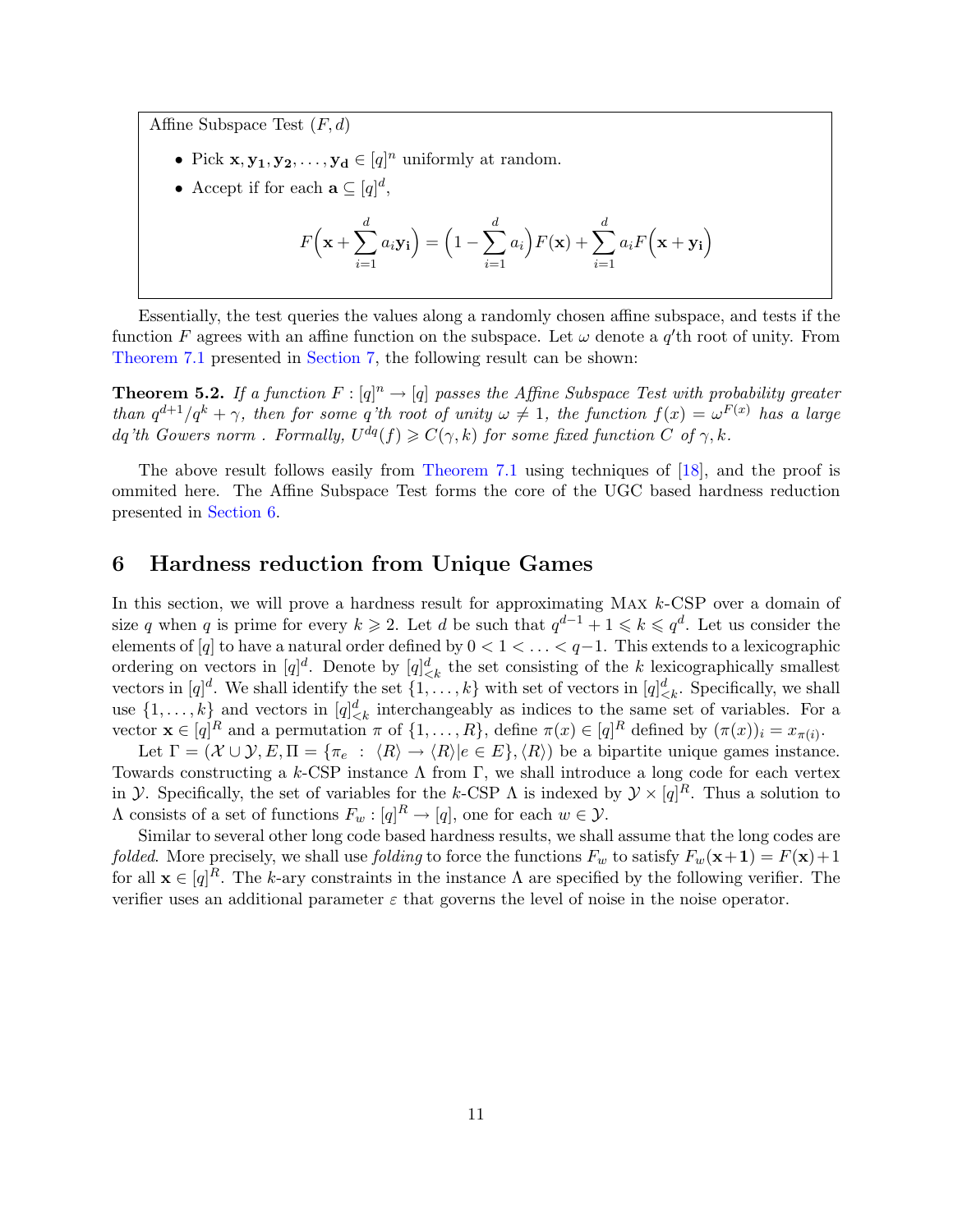Affine Subspace Test $(F, d)$

- Pick $\mathbf{x}, \mathbf{y_1}, \mathbf{y_2}, \ldots, \mathbf{y_d} \in [q]^n$ uniformly at random.
- Accept if for each $\mathbf{a} \subseteq [q]^d$,

$$F\Big(\mathbf{x} + \sum_{i=1}^{d} a_i \mathbf{y_i}\Big) = \Big(1 - \sum_{i=1}^{d} a_i\Big) F(\mathbf{x}) + \sum_{i=1}^{d} a_i F\Big(\mathbf{x} + \mathbf{y_i}\Big)$$

Essentially, the test queries the values along a randomly chosen affine subspace, and tests if the function $F$ agrees with an affine function on the subspace. Let $\omega$ denote a $q'$th root of unity. From Theorem 7.1 presented in Section 7, the following result can be shown:

**Theorem 5.2.** *If a function $F : [q]^n \to [q]$ passes the Affine Subspace Test with probability greater than $q^{d+1}/q^k + \gamma$, then for some $q$'th root of unity $\omega \neq 1$, the function $f(x) = \omega^{F(x)}$ has a large $dq$'th Gowers norm . Formally, $U^{dq}(f) \geqslant C(\gamma, k)$ for some fixed function $C$ of $\gamma, k$.*

The above result follows easily from Theorem 7.1 using techniques of [18], and the proof is ommited here. The Affine Subspace Test forms the core of the UGC based hardness reduction presented in Section 6.

# 6 Hardness reduction from Unique Games

In this section, we will prove a hardness result for approximating Max $k$-CSP over a domain of size $q$ when $q$ is prime for every $k \geqslant 2$. Let $d$ be such that $q^{d-1} + 1 \leqslant k \leqslant q^d$. Let us consider the elements of $[q]$ to have a natural order defined by $0 < 1 < \ldots < q-1$. This extends to a lexicographic ordering on vectors in $[q]^d$. Denote by $[q]^d_{<k}$ the set consisting of the $k$ lexicographically smallest vectors in $[q]^d$. We shall identify the set $\{1, \ldots, k\}$ with set of vectors in $[q]^d_{<k}$. Specifically, we shall use $\{1, \ldots, k\}$ and vectors in $[q]^d_{<k}$ interchangeably as indices to the same set of variables. For a vector $\mathbf{x} \in [q]^R$ and a permutation $\pi$ of $\{1, \ldots, R\}$, define $\pi(x) \in [q]^R$ defined by $(\pi(x))_i = x_{\pi(i)}$.

Let $\Gamma = (\mathcal{X} \cup \mathcal{Y}, E, \Pi = \{\pi_e : \langle R \rangle \to \langle R \rangle | e \in E\}, \langle R \rangle)$ be a bipartite unique games instance. Towards constructing a $k$-CSP instance $\Lambda$ from $\Gamma$, we shall introduce a long code for each vertex in $\mathcal{Y}$. Specifically, the set of variables for the $k$-CSP $\Lambda$ is indexed by $\mathcal{Y} \times [q]^R$. Thus a solution to $\Lambda$ consists of a set of functions $F_w : [q]^R \to [q]$, one for each $w \in \mathcal{Y}$.

Similar to several other long code based hardness results, we shall assume that the long codes are *folded*. More precisely, we shall use *folding* to force the functions $F_w$ to satisfy $F_w(\mathbf{x} + \mathbf{1}) = F(\mathbf{x}) + 1$ for all $\mathbf{x} \in [q]^R$. The $k$-ary constraints in the instance $\Lambda$ are specified by the following verifier. The verifier uses an additional parameter $\varepsilon$ that governs the level of noise in the noise operator.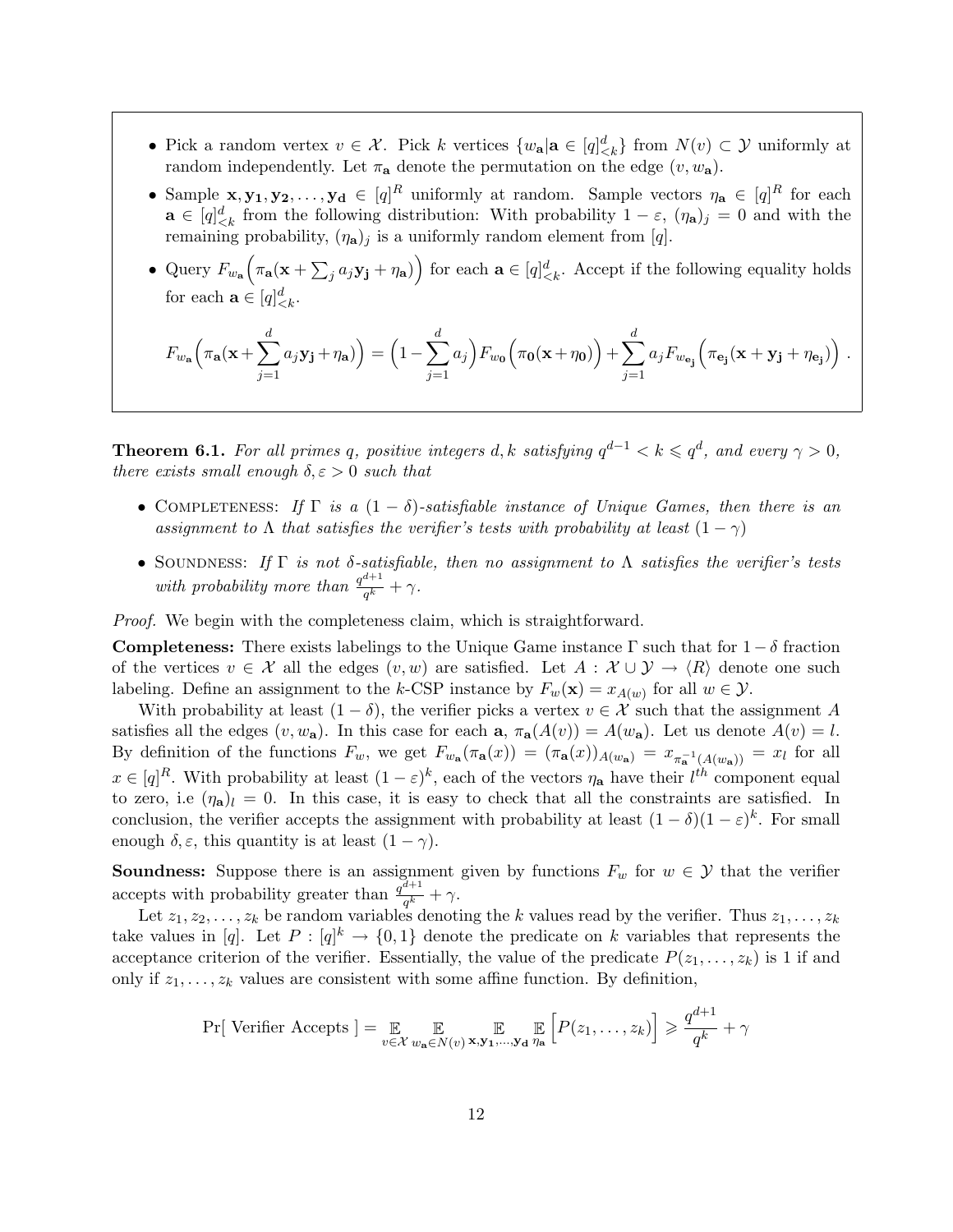- Pick a random vertex $v \in \mathcal{X}$. Pick $k$ vertices $\{w_{\mathbf{a}} | \mathbf{a} \in [q]^d_{<k}\}$ from $N(v) \subset \mathcal{Y}$ uniformly at random independently. Let $\pi_{\mathbf{a}}$ denote the permutation on the edge $(v, w_{\mathbf{a}})$.
- Sample $\mathbf{x}, \mathbf{y_1}, \mathbf{y_2}, \ldots, \mathbf{y_d} \in [q]^R$ uniformly at random. Sample vectors $\eta_{\mathbf{a}} \in [q]^R$ for each $\mathbf{a} \in [q]^d_{<k}$ from the following distribution: With probability $1 - \varepsilon$, $(\eta_{\mathbf{a}})_j = 0$ and with the remaining probability, $(\eta_{\mathbf{a}})_j$ is a uniformly random element from $[q]$.
- Query $F_{w_{\mathbf{a}}}\Big(\pi_{\mathbf{a}}(\mathbf{x} + \sum_j a_j \mathbf{y_j} + \eta_{\mathbf{a}})\Big)$ for each $\mathbf{a} \in [q]^d_{<k}$. Accept if the following equality holds for each $\mathbf{a} \in [q]^d_{<k}$.

$$F_{w_{\mathbf{a}}}\Big(\pi_{\mathbf{a}}(\mathbf{x} + \sum_{j=1}^{d} a_j \mathbf{y_j} + \eta_{\mathbf{a}})\Big) = \Big(1 - \sum_{j=1}^{d} a_j\Big) F_{w_{\mathbf{0}}}\Big(\pi_{\mathbf{0}}(\mathbf{x} + \eta_{\mathbf{0}})\Big) + \sum_{j=1}^{d} a_j F_{w_{\mathbf{e_j}}}\Big(\pi_{\mathbf{e_j}}(\mathbf{x} + \mathbf{y_j} + \eta_{\mathbf{e_j}})\Big) .$$

**Theorem 6.1.** *For all primes $q$, positive integers $d, k$ satisfying $q^{d-1} < k \leqslant q^d$, and every $\gamma > 0$, there exists small enough $\delta, \varepsilon > 0$ such that*

- Completeness: *If $\Gamma$ is a $(1 - \delta)$-satisfiable instance of Unique Games, then there is an assignment to $\Lambda$ that satisfies the verifier's tests with probability at least $(1 - \gamma)$*
- Soundness: *If $\Gamma$ is not $\delta$-satisfiable, then no assignment to $\Lambda$ satisfies the verifier's tests with probability more than $\frac{q^{d+1}}{q^k} + \gamma$.*

*Proof.* We begin with the completeness claim, which is straightforward.

**Completeness:** There exists labelings to the Unique Game instance $\Gamma$ such that for $1 - \delta$ fraction of the vertices $v \in \mathcal{X}$ all the edges $(v, w)$ are satisfied. Let $A : \mathcal{X} \cup \mathcal{Y} \to \langle R \rangle$ denote one such labeling. Define an assignment to the $k$-CSP instance by $F_w(\mathbf{x}) = x_{A(w)}$ for all $w \in \mathcal{Y}$.

With probability at least $(1 - \delta)$, the verifier picks a vertex $v \in \mathcal{X}$ such that the assignment $A$ satisfies all the edges $(v, w_{\mathbf{a}})$. In this case for each $\mathbf{a}$, $\pi_{\mathbf{a}}(A(v)) = A(w_{\mathbf{a}})$. Let us denote $A(v) = l$. By definition of the functions $F_w$, we get $F_{w_{\mathbf{a}}}(\pi_{\mathbf{a}}(x)) = (\pi_{\mathbf{a}}(x))_{A(w_{\mathbf{a}})} = x_{\pi_{\mathbf{a}}^{-1}(A(w_{\mathbf{a}}))} = x_l$ for all $x \in [q]^R$. With probability at least $(1 - \varepsilon)^k$, each of the vectors $\eta_{\mathbf{a}}$ have their $l^{th}$ component equal to zero, i.e $(\eta_{\mathbf{a}})_l = 0$. In this case, it is easy to check that all the constraints are satisfied. In conclusion, the verifier accepts the assignment with probability at least $(1 - \delta)(1 - \varepsilon)^k$. For small enough $\delta, \varepsilon$, this quantity is at least $(1 - \gamma)$.

**Soundness:** Suppose there is an assignment given by functions $F_w$ for $w \in \mathcal{Y}$ that the verifier accepts with probability greater than $\frac{q^{d+1}}{q^k} + \gamma$.

Let $z_1, z_2, \ldots, z_k$ be random variables denoting the $k$ values read by the verifier. Thus $z_1, \ldots, z_k$ take values in $[q]$. Let $P : [q]^k \to \{0, 1\}$ denote the predicate on $k$ variables that represents the acceptance criterion of the verifier. Essentially, the value of the predicate $P(z_1, \ldots, z_k)$ is 1 if and only if $z_1, \ldots, z_k$ values are consistent with some affine function. By definition,

$$\Pr[\text{ Verifier Accepts }] = \mathop{\mathbb{E}}_{v \in \mathcal{X}} \mathop{\mathbb{E}}_{w_{\mathbf{a}} \in N(v)} \mathop{\mathbb{E}}_{\mathbf{x}, \mathbf{y_1}, \ldots, \mathbf{y_d}} \mathop{\mathbb{E}}_{\eta_{\mathbf{a}}} \Big[P(z_1, \ldots, z_k)\Big] \geqslant \frac{q^{d+1}}{q^k} + \gamma$$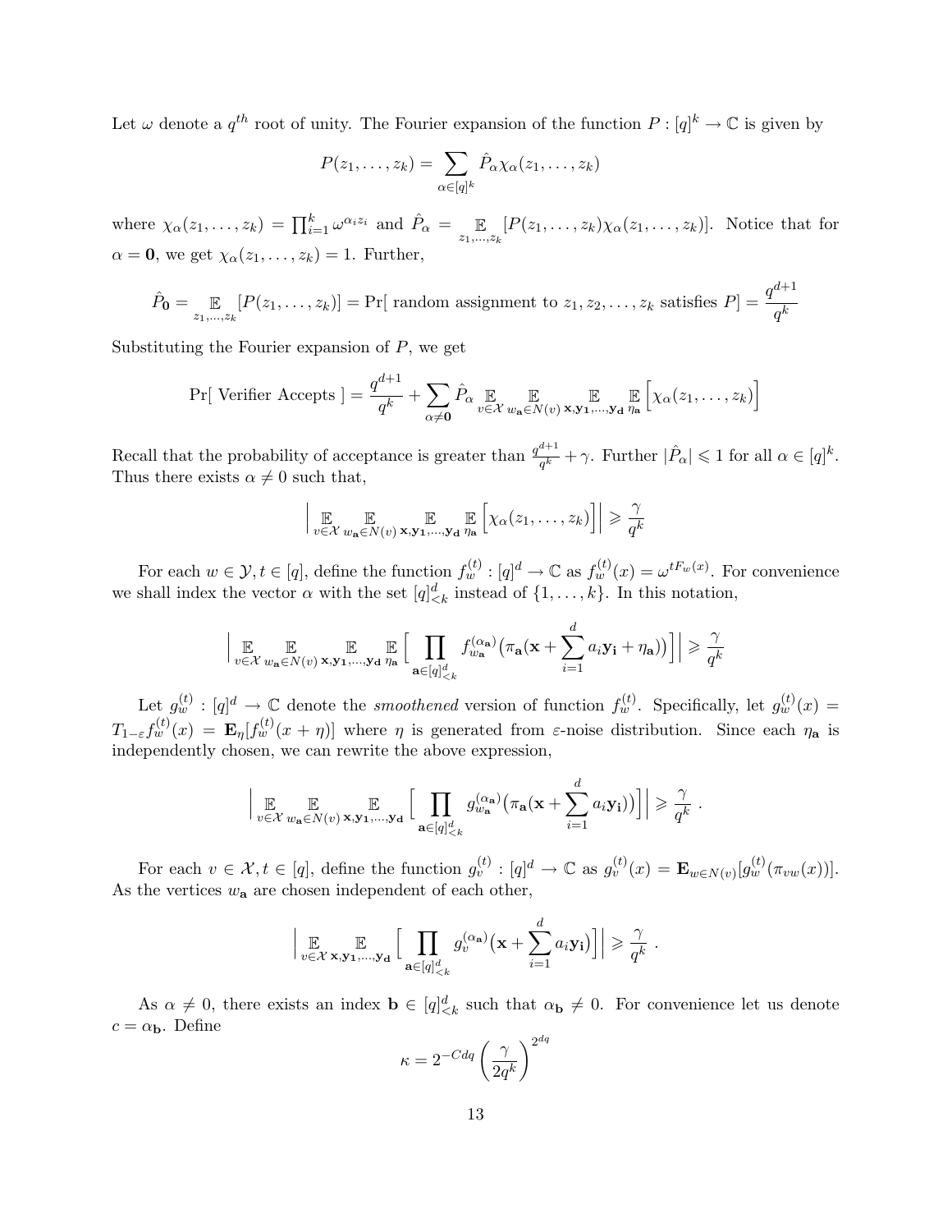Let $\omega$ denote a $q^{th}$ root of unity. The Fourier expansion of the function $P : [q]^k \to \mathbb{C}$ is given by

$$P(z_1, \ldots, z_k) = \sum_{\alpha \in [q]^k} \hat{P}_\alpha \chi_\alpha(z_1, \ldots, z_k)$$

where $\chi_\alpha(z_1, \ldots, z_k) = \prod_{i=1}^k \omega^{\alpha_i z_i}$ and $\hat{P}_\alpha = \mathop{\mathbb{E}}_{z_1,\ldots,z_k}[P(z_1, \ldots, z_k)\chi_\alpha(z_1, \ldots, z_k)]$. Notice that for $\alpha = \mathbf{0}$, we get $\chi_\alpha(z_1, \ldots, z_k) = 1$. Further,

$$\hat{P}_{\mathbf{0}} = \mathop{\mathbb{E}}_{z_1,\ldots,z_k}[P(z_1, \ldots, z_k)] = \Pr[\text{ random assignment to } z_1, z_2, \ldots, z_k \text{ satisfies } P] = \frac{q^{d+1}}{q^k}$$

Substituting the Fourier expansion of $P$, we get

$$\Pr[\text{ Verifier Accepts }] = \frac{q^{d+1}}{q^k} + \sum_{\alpha \neq \mathbf{0}} \hat{P}_\alpha \mathop{\mathbb{E}}_{v \in \mathcal{X}} \mathop{\mathbb{E}}_{w_{\mathbf{a}} \in N(v)} \mathop{\mathbb{E}}_{\mathbf{x}, \mathbf{y_1}, \ldots, \mathbf{y_d}} \mathop{\mathbb{E}}_{\eta_{\mathbf{a}}} \Big[\chi_\alpha(z_1, \ldots, z_k)\Big]$$

Recall that the probability of acceptance is greater than $\frac{q^{d+1}}{q^k} + \gamma$. Further $|\hat{P}_\alpha| \leqslant 1$ for all $\alpha \in [q]^k$. Thus there exists $\alpha \neq 0$ such that,

$$\Big| \mathop{\mathbb{E}}_{v \in \mathcal{X}} \mathop{\mathbb{E}}_{w_{\mathbf{a}} \in N(v)} \mathop{\mathbb{E}}_{\mathbf{x}, \mathbf{y_1}, \ldots, \mathbf{y_d}} \mathop{\mathbb{E}}_{\eta_{\mathbf{a}}} \Big[\chi_\alpha(z_1, \ldots, z_k)\Big]\Big| \geqslant \frac{\gamma}{q^k}$$

For each $w \in \mathcal{Y}, t \in [q]$, define the function $f_w^{(t)} : [q]^d \to \mathbb{C}$ as $f_w^{(t)}(x) = \omega^{tF_w(x)}$. For convenience we shall index the vector $\alpha$ with the set $[q]^d_{<k}$ instead of $\{1, \ldots, k\}$. In this notation,

$$\Big| \mathop{\mathbb{E}}_{v \in \mathcal{X}} \mathop{\mathbb{E}}_{w_{\mathbf{a}} \in N(v)} \mathop{\mathbb{E}}_{\mathbf{x}, \mathbf{y_1}, \ldots, \mathbf{y_d}} \mathop{\mathbb{E}}_{\eta_{\mathbf{a}}} \Big[ \prod_{\mathbf{a} \in [q]^d_{<k}} f_{w_{\mathbf{a}}}^{(\alpha_{\mathbf{a}})}\big(\pi_{\mathbf{a}}(\mathbf{x} + \sum_{i=1}^d a_i \mathbf{y_i} + \eta_{\mathbf{a}})\big)\Big]\Big| \geqslant \frac{\gamma}{q^k}$$

Let $g_w^{(t)} : [q]^d \to \mathbb{C}$ denote the *smoothened* version of function $f_w^{(t)}$. Specifically, let $g_w^{(t)}(x) = T_{1-\varepsilon} f_w^{(t)}(x) = \mathbf{E}_\eta[f_w^{(t)}(x + \eta)]$ where $\eta$ is generated from $\varepsilon$-noise distribution. Since each $\eta_{\mathbf{a}}$ is independently chosen, we can rewrite the above expression,

$$\Big| \mathop{\mathbb{E}}_{v \in \mathcal{X}} \mathop{\mathbb{E}}_{w_{\mathbf{a}} \in N(v)} \mathop{\mathbb{E}}_{\mathbf{x}, \mathbf{y_1}, \ldots, \mathbf{y_d}} \Big[ \prod_{\mathbf{a} \in [q]^d_{<k}} g_{w_{\mathbf{a}}}^{(\alpha_{\mathbf{a}})}\big(\pi_{\mathbf{a}}(\mathbf{x} + \sum_{i=1}^d a_i \mathbf{y_i})\big)\Big]\Big| \geqslant \frac{\gamma}{q^k} \ .$$

For each $v \in \mathcal{X}, t \in [q]$, define the function $g_v^{(t)} : [q]^d \to \mathbb{C}$ as $g_v^{(t)}(x) = \mathbf{E}_{w \in N(v)}[g_w^{(t)}(\pi_{vw}(x))]$. As the vertices $w_{\mathbf{a}}$ are chosen independent of each other,

$$\Big| \mathop{\mathbb{E}}_{v \in \mathcal{X}} \mathop{\mathbb{E}}_{\mathbf{x}, \mathbf{y_1}, \ldots, \mathbf{y_d}} \Big[ \prod_{\mathbf{a} \in [q]^d_{<k}} g_v^{(\alpha_{\mathbf{a}})}\big(\mathbf{x} + \sum_{i=1}^d a_i \mathbf{y_i}\big)\Big]\Big| \geqslant \frac{\gamma}{q^k} \ .$$

As $\alpha \neq 0$, there exists an index $\mathbf{b} \in [q]^d_{<k}$ such that $\alpha_{\mathbf{b}} \neq 0$. For convenience let us denote $c = \alpha_{\mathbf{b}}$. Define

$$\kappa = 2^{-Cdq} \left(\frac{\gamma}{2q^k}\right)^{2^{dq}}$$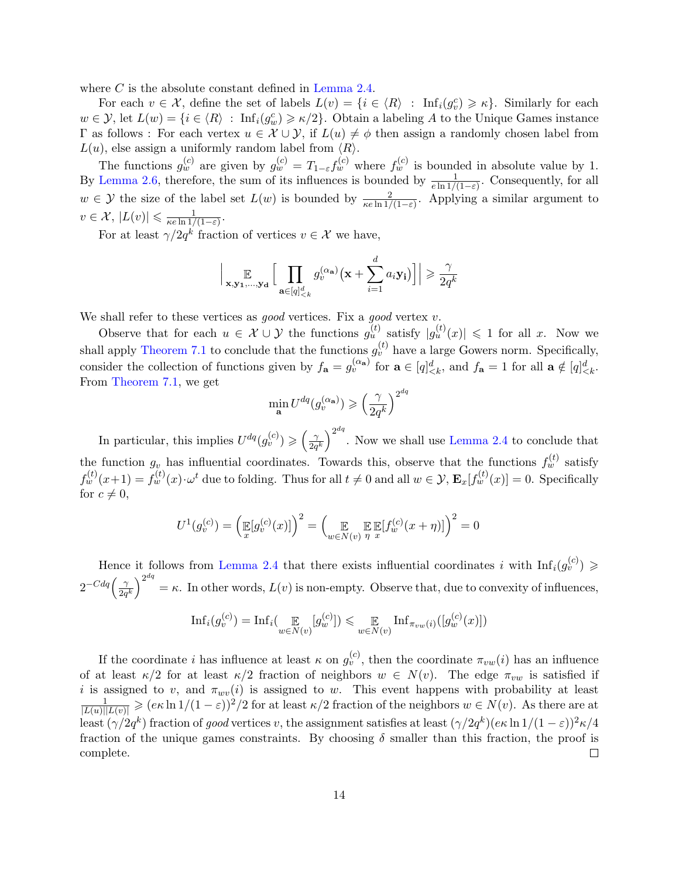where $C$ is the absolute constant defined in Lemma 2.4.

For each $v \in \mathcal{X}$, define the set of labels $L(v) = \{i \in \langle R \rangle \ : \ \mathrm{Inf}_i(g^c_v) \geqslant \kappa\}$. Similarly for each $w \in \mathcal{Y}$, let $L(w) = \{i \in \langle R \rangle \ : \ \mathrm{Inf}_i(g^c_w) \geqslant \kappa/2\}$. Obtain a labeling $A$ to the Unique Games instance $\Gamma$ as follows : For each vertex $u \in \mathcal{X} \cup \mathcal{Y}$, if $L(u) \neq \phi$ then assign a randomly chosen label from $L(u)$, else assign a uniformly random label from $\langle R \rangle$.

The functions $g^{(c)}_w$ are given by $g^{(c)}_w = T_{1-\varepsilon} f^{(c)}_w$ where $f^{(c)}_w$ is bounded in absolute value by 1. By Lemma 2.6, therefore, the sum of its influences is bounded by $\frac{1}{e \ln 1/(1-\varepsilon)}$. Consequently, for all $w \in \mathcal{Y}$ the size of the label set $L(w)$ is bounded by $\frac{2}{\kappa e \ln 1/(1-\varepsilon)}$. Applying a similar argument to $v \in \mathcal{X}$, $|L(v)| \leqslant \frac{1}{\kappa e \ln 1/(1-\varepsilon)}$.

For at least $\gamma/2q^k$ fraction of vertices $v \in \mathcal{X}$ we have,

$$\Big| \mathop{\mathbb{E}}_{\mathbf{x},\mathbf{y_1},\ldots,\mathbf{y_d}} \Big[ \prod_{\mathbf{a} \in [q]^d_{<k}} g^{(\alpha_{\mathbf{a}})}_v \big(\mathbf{x} + \sum_{i=1}^{d} a_i \mathbf{y_i}\big) \Big] \Big| \geqslant \frac{\gamma}{2q^k}$$

We shall refer to these vertices as *good* vertices. Fix a *good* vertex $v$.

Observe that for each $u \in \mathcal{X} \cup \mathcal{Y}$ the functions $g^{(t)}_u$ satisfy $|g^{(t)}_u(x)| \leqslant 1$ for all $x$. Now we shall apply Theorem 7.1 to conclude that the functions $g^{(t)}_v$ have a large Gowers norm. Specifically, consider the collection of functions given by $f_{\mathbf{a}} = g^{(\alpha_{\mathbf{a}})}_v$ for $\mathbf{a} \in [q]^d_{<k}$, and $f_{\mathbf{a}} = 1$ for all $\mathbf{a} \notin [q]^d_{<k}$. From Theorem 7.1, we get

$$\min_{\mathbf{a}} U^{dq}(g^{(\alpha_{\mathbf{a}})}_v) \geqslant \Big(\frac{\gamma}{2q^k}\Big)^{2^{dq}}$$

In particular, this implies $U^{dq}(g^{(c)}_v) \geqslant \left(\frac{\gamma}{2q^k}\right)^{2^{dq}}$. Now we shall use Lemma 2.4 to conclude that the function $g_v$ has influential coordinates. Towards this, observe that the functions $f^{(t)}_w$ satisfy $f^{(t)}_w(x+1) = f^{(t)}_w(x) \cdot \omega^t$ due to folding. Thus for all $t \neq 0$ and all $w \in \mathcal{Y}$, $\mathbf{E}_x[f^{(t)}_w(x)] = 0$. Specifically for $c \neq 0$,

$$U^1(g^{(c)}_v) = \Big(\mathop{\mathbb{E}}_{x}[g^{(c)}_v(x)]\Big)^2 = \Big(\mathop{\mathbb{E}}_{w \in N(v)} \mathop{\mathbb{E}}_{\eta} \mathop{\mathbb{E}}_{x}[f^{(c)}_w(x+\eta)]\Big)^2 = 0$$

Hence it follows from Lemma 2.4 that there exists influential coordinates $i$ with $\mathrm{Inf}_i(g^{(c)}_v) \geqslant 2^{-Cdq}\left(\frac{\gamma}{2q^k}\right)^{2^{dq}} = \kappa$. In other words, $L(v)$ is non-empty. Observe that, due to convexity of influences,

$$\mathrm{Inf}_i(g^{(c)}_v) = \mathrm{Inf}_i(\mathop{\mathbb{E}}_{w \in N(v)}[g^{(c)}_w]) \leqslant \mathop{\mathbb{E}}_{w \in N(v)} \mathrm{Inf}_{\pi_{vw}(i)}([g^{(c)}_w(x)])$$

If the coordinate $i$ has influence at least $\kappa$ on $g^{(c)}_v$, then the coordinate $\pi_{vw}(i)$ has an influence of at least $\kappa/2$ for at least $\kappa/2$ fraction of neighbors $w \in N(v)$. The edge $\pi_{vw}$ is satisfied if $i$ is assigned to $v$, and $\pi_{wv}(i)$ is assigned to $w$. This event happens with probability at least $\frac{1}{|L(u)||L(v)|} \geqslant (e\kappa \ln 1/(1-\varepsilon))^2/2$ for at least $\kappa/2$ fraction of the neighbors $w \in N(v)$. As there are at least $(\gamma/2q^k)$ fraction of *good* vertices $v$, the assignment satisfies at least $(\gamma/2q^k)(e\kappa \ln 1/(1-\varepsilon))^2\kappa/4$ fraction of the unique games constraints. By choosing $\delta$ smaller than this fraction, the proof is complete. $\square$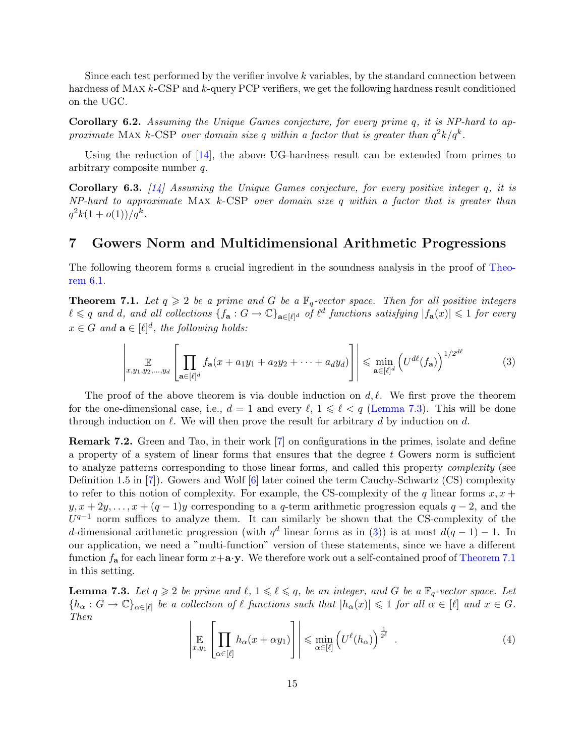Since each test performed by the verifier involve $k$ variables, by the standard connection between hardness of Max $k$-CSP and $k$-query PCP verifiers, we get the following hardness result conditioned on the UGC.

**Corollary 6.2.** *Assuming the Unique Games conjecture, for every prime $q$, it is NP-hard to approximate* Max $k$-CSP *over domain size $q$ within a factor that is greater than $q^2k/q^k$.*

Using the reduction of [14], the above UG-hardness result can be extended from primes to arbitrary composite number $q$.

**Corollary 6.3.** *[14] Assuming the Unique Games conjecture, for every positive integer $q$, it is NP-hard to approximate* Max $k$-CSP *over domain size $q$ within a factor that is greater than $q^2k(1+o(1))/q^k$.*

# 7 Gowers Norm and Multidimensional Arithmetic Progressions

The following theorem forms a crucial ingredient in the soundness analysis in the proof of Theorem 6.1.

**Theorem 7.1.** *Let $q \geqslant 2$ be a prime and $G$ be a $\mathbb{F}_q$-vector space. Then for all positive integers $\ell \leqslant q$ and $d$, and all collections $\{f_{\mathbf{a}} : G \to \mathbb{C}\}_{\mathbf{a}\in[\ell]^d}$ of $\ell^d$ functions satisfying $|f_{\mathbf{a}}(x)| \leqslant 1$ for every $x \in G$ and $\mathbf{a} \in [\ell]^d$, the following holds:*

$$\left| \mathop{\mathbb{E}}_{x,y_1,y_2,\ldots,y_d} \left[ \prod_{\mathbf{a}\in[\ell]^d} f_{\mathbf{a}}(x + a_1y_1 + a_2y_2 + \cdots + a_dy_d) \right] \right| \leqslant \min_{\mathbf{a}\in[\ell]^d} \left( U^{d\ell}(f_{\mathbf{a}}) \right)^{1/2^{d\ell}} \tag{3}$$

The proof of the above theorem is via double induction on $d, \ell$. We first prove the theorem for the one-dimensional case, i.e., $d = 1$ and every $\ell$, $1 \leqslant \ell < q$ (Lemma 7.3). This will be done through induction on $\ell$. We will then prove the result for arbitrary $d$ by induction on $d$.

**Remark 7.2.** Green and Tao, in their work [7] on configurations in the primes, isolate and define a property of a system of linear forms that ensures that the degree $t$ Gowers norm is sufficient to analyze patterns corresponding to those linear forms, and called this property *complexity* (see Definition 1.5 in [7]). Gowers and Wolf [6] later coined the term Cauchy-Schwartz (CS) complexity to refer to this notion of complexity. For example, the CS-complexity of the $q$ linear forms $x, x + y, x + 2y, \ldots, x + (q-1)y$ corresponding to a $q$-term arithmetic progression equals $q - 2$, and the $U^{q-1}$ norm suffices to analyze them. It can similarly be shown that the CS-complexity of the $d$-dimensional arithmetic progression (with $q^d$ linear forms as in (3)) is at most $d(q - 1) - 1$. In our application, we need a "multi-function" version of these statements, since we have a different function $f_{\mathbf{a}}$ for each linear form $x+\mathbf{a}\cdot\mathbf{y}$. We therefore work out a self-contained proof of Theorem 7.1 in this setting.

**Lemma 7.3.** *Let $q \geqslant 2$ be prime and $\ell$, $1 \leqslant \ell \leqslant q$, be an integer, and $G$ be a $\mathbb{F}_q$-vector space. Let $\{h_\alpha : G \to \mathbb{C}\}_{\alpha\in[\ell]}$ be a collection of $\ell$ functions such that $|h_\alpha(x)| \leqslant 1$ for all $\alpha \in [\ell]$ and $x \in G$. Then*

$$\left| \mathop{\mathbb{E}}_{x,y_1} \left[ \prod_{\alpha\in[\ell]} h_\alpha(x + \alpha y_1) \right] \right| \leqslant \min_{\alpha\in[\ell]} \left( U^{\ell}(h_\alpha) \right)^{\frac{1}{2^\ell}} . \tag{4}$$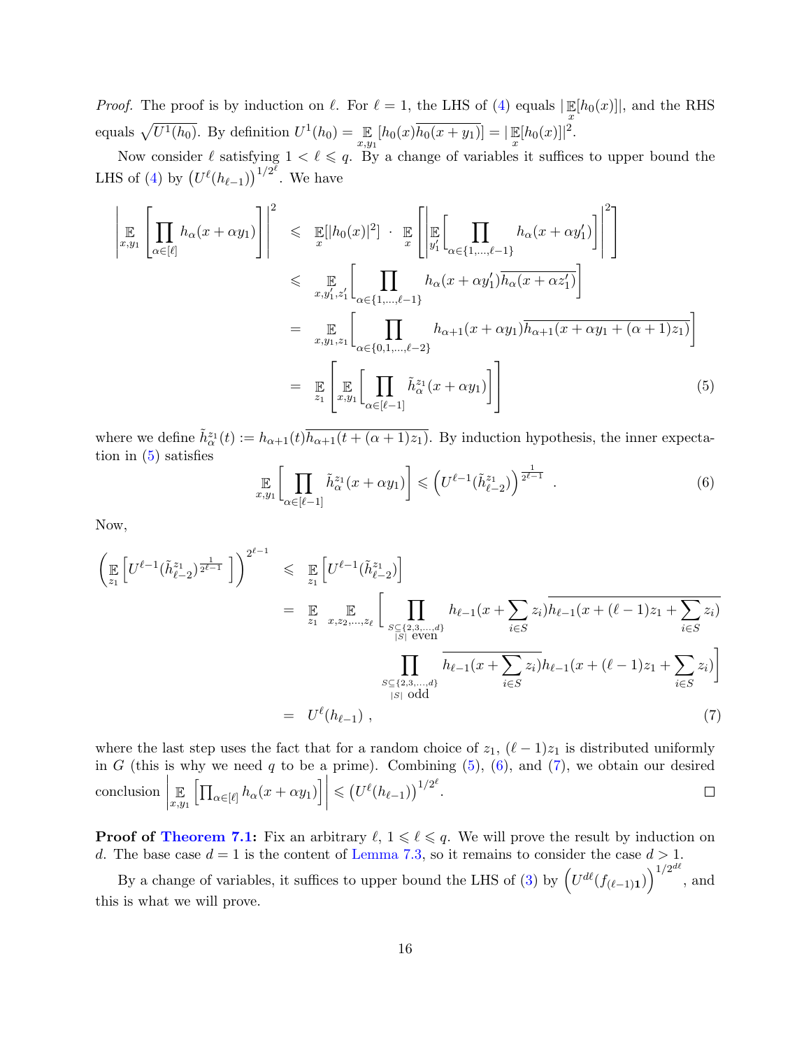*Proof.* The proof is by induction on $\ell$. For $\ell = 1$, the LHS of (4) equals $|\mathbb{E}_x[h_0(x)]|$, and the RHS equals $\sqrt{U^1(h_0)}$. By definition $U^1(h_0) = \mathbb{E}_{x,y_1}[h_0(x)\overline{h_0(x+y_1)}] = |\mathbb{E}_x[h_0(x)]|^2$.

Now consider $\ell$ satisfying $1 < \ell \leqslant q$. By a change of variables it suffices to upper bound the LHS of (4) by $\left(U^\ell(h_{\ell-1})\right)^{1/2^\ell}$. We have

$$
\begin{aligned}
\left|\mathbb{E}_{x,y_1}\left[\prod_{\alpha\in[\ell]} h_\alpha(x+\alpha y_1)\right]\right|^2 &\leqslant \mathbb{E}_x[|h_0(x)|^2] \cdot \mathbb{E}_x\left[\left|\mathbb{E}_{y_1'}\left[\prod_{\alpha\in\{1,\ldots,\ell-1\}} h_\alpha(x+\alpha y_1')\right]\right|^2\right] \\
&\leqslant \mathbb{E}_{x,y_1',z_1'}\left[\prod_{\alpha\in\{1,\ldots,\ell-1\}} h_\alpha(x+\alpha y_1')\overline{h_\alpha(x+\alpha z_1')}\right] \\
&= \mathbb{E}_{x,y_1,z_1}\left[\prod_{\alpha\in\{0,1,\ldots,\ell-2\}} h_{\alpha+1}(x+\alpha y_1)\overline{h_{\alpha+1}(x+\alpha y_1+(\alpha+1)z_1)}\right] \\
&= \mathbb{E}_{z_1}\left[\mathbb{E}_{x,y_1}\left[\prod_{\alpha\in[\ell-1]} \tilde{h}_\alpha^{z_1}(x+\alpha y_1)\right]\right] \qquad (5)
\end{aligned}
$$

where we define $\tilde{h}_\alpha^{z_1}(t) := h_{\alpha+1}(t)\overline{h_{\alpha+1}(t+(\alpha+1)z_1)}$. By induction hypothesis, the inner expectation in (5) satisfies

$$
\mathbb{E}_{x,y_1}\left[\prod_{\alpha\in[\ell-1]} \tilde{h}_\alpha^{z_1}(x+\alpha y_1)\right] \leqslant \left(U^{\ell-1}(\tilde{h}_{\ell-2}^{z_1})\right)^{\frac{1}{2^{\ell-1}}} . \qquad (6)
$$

Now,

$$
\begin{aligned}
\left(\mathbb{E}_{z_1}\left[U^{\ell-1}(\tilde{h}_{\ell-2}^{z_1})^{\frac{1}{2^{\ell-1}}}\right]\right)^{2^{\ell-1}} &\leqslant \mathbb{E}_{z_1}\left[U^{\ell-1}(\tilde{h}_{\ell-2}^{z_1})\right] \\
&= \mathbb{E}_{z_1}\mathbb{E}_{x,z_2,\ldots,z_\ell}\Bigg[\prod_{\substack{S\subseteq\{2,3,\ldots,d\}\\|S|\text{ even}}} h_{\ell-1}(x+\sum_{i\in S} z_i)\overline{h_{\ell-1}(x+(\ell-1)z_1+\sum_{i\in S} z_i)} \\
&\qquad\qquad \prod_{\substack{S\subseteq\{2,3,\ldots,d\}\\|S|\text{ odd}}} \overline{h_{\ell-1}(x+\sum_{i\in S} z_i)}h_{\ell-1}(x+(\ell-1)z_1+\sum_{i\in S} z_i)\Bigg] \\
&= U^\ell(h_{\ell-1}) , \qquad (7)
\end{aligned}
$$

where the last step uses the fact that for a random choice of $z_1$, $(\ell-1)z_1$ is distributed uniformly in $G$ (this is why we need $q$ to be a prime). Combining (5), (6), and (7), we obtain our desired conclusion $\left|\mathbb{E}_{x,y_1}\left[\prod_{\alpha\in[\ell]} h_\alpha(x+\alpha y_1)\right]\right| \leqslant \left(U^\ell(h_{\ell-1})\right)^{1/2^\ell}$. ☐

**Proof of Theorem 7.1:** Fix an arbitrary $\ell$, $1 \leqslant \ell \leqslant q$. We will prove the result by induction on $d$. The base case $d = 1$ is the content of Lemma 7.3, so it remains to consider the case $d > 1$.

By a change of variables, it suffices to upper bound the LHS of (3) by $\left(U^{d\ell}(f_{(\ell-1)\mathbf{1}})\right)^{1/2^{d\ell}}$, and this is what we will prove.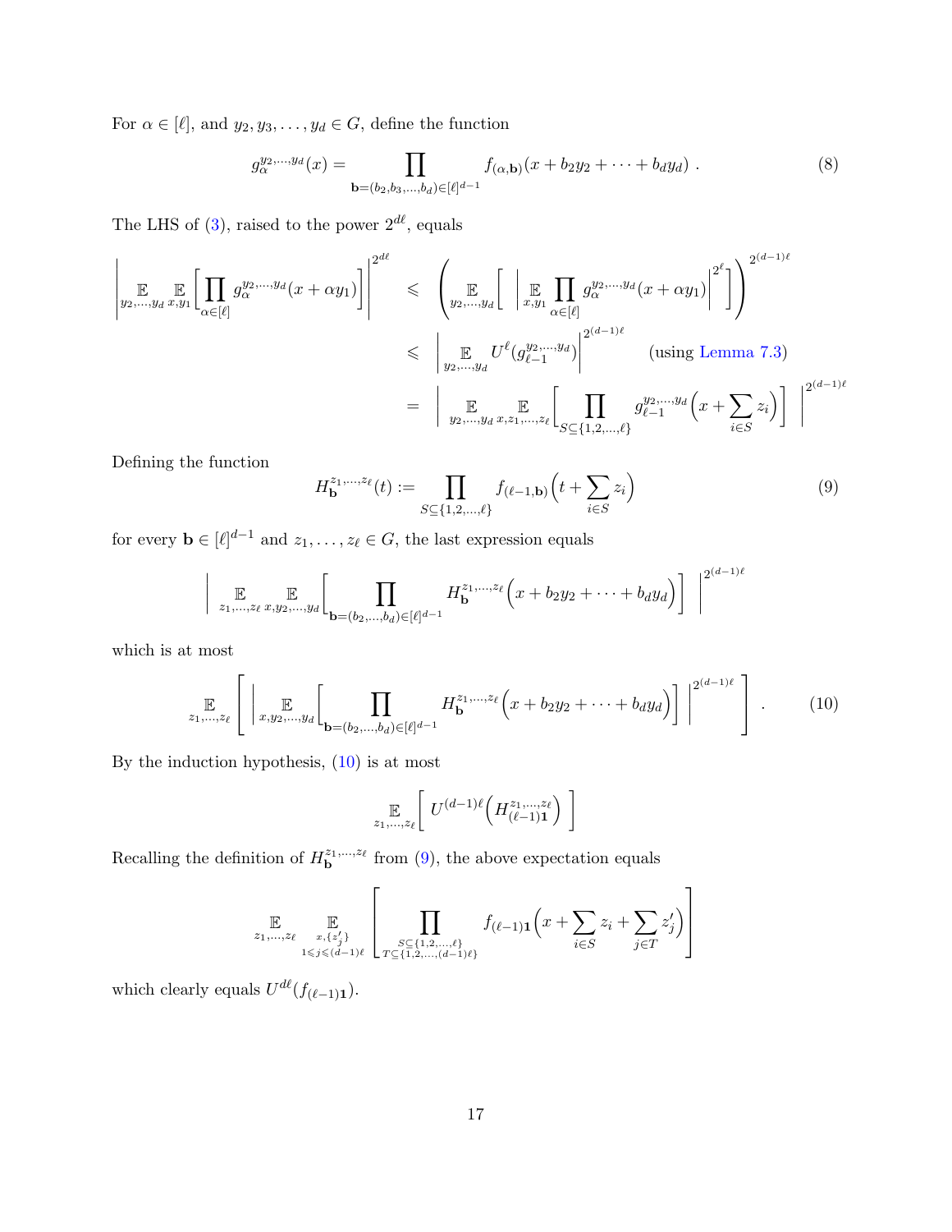For $\alpha \in [\ell]$, and $y_2, y_3, \ldots, y_d \in G$, define the function

$$g_\alpha^{y_2,\ldots,y_d}(x) = \prod_{\mathbf{b}=(b_2,b_3,\ldots,b_d)\in[\ell]^{d-1}} f_{(\alpha,\mathbf{b})}(x + b_2y_2 + \cdots + b_dy_d) \ . \tag{8}$$

The LHS of (3), raised to the power $2^{d\ell}$, equals

$$\begin{aligned}
\left| \mathop{\mathbb{E}}_{y_2,\ldots,y_d} \mathop{\mathbb{E}}_{x,y_1} \left[ \prod_{\alpha\in[\ell]} g_\alpha^{y_2,\ldots,y_d}(x+\alpha y_1) \right] \right|^{2^{d\ell}} &\leqslant \left( \mathop{\mathbb{E}}_{y_2,\ldots,y_d} \left[ \ \left| \mathop{\mathbb{E}}_{x,y_1} \prod_{\alpha\in[\ell]} g_\alpha^{y_2,\ldots,y_d}(x+\alpha y_1) \right|^{2^\ell} \right] \right)^{2^{(d-1)\ell}} \\
&\leqslant \left| \mathop{\mathbb{E}}_{y_2,\ldots,y_d} U^\ell(g_{\ell-1}^{y_2,\ldots,y_d}) \right|^{2^{(d-1)\ell}} \qquad \text{(using Lemma 7.3)} \\
&= \left| \mathop{\mathbb{E}}_{y_2,\ldots,y_d} \mathop{\mathbb{E}}_{x,z_1,\ldots,z_\ell} \left[ \prod_{S\subseteq\{1,2,\ldots,\ell\}} g_{\ell-1}^{y_2,\ldots,y_d}\Big(x + \sum_{i\in S} z_i\Big) \right] \right|^{2^{(d-1)\ell}}
\end{aligned}$$

Defining the function

$$H_{\mathbf{b}}^{z_1,\ldots,z_\ell}(t) := \prod_{S\subseteq\{1,2,\ldots,\ell\}} f_{(\ell-1,\mathbf{b})}\Big(t + \sum_{i\in S} z_i\Big) \tag{9}$$

for every $\mathbf{b} \in [\ell]^{d-1}$ and $z_1, \ldots, z_\ell \in G$, the last expression equals

$$\left| \mathop{\mathbb{E}}_{z_1,\ldots,z_\ell} \mathop{\mathbb{E}}_{x,y_2,\ldots,y_d} \left[ \prod_{\mathbf{b}=(b_2,\ldots,b_d)\in[\ell]^{d-1}} H_{\mathbf{b}}^{z_1,\ldots,z_\ell}\Big(x + b_2y_2 + \cdots + b_dy_d\Big) \right] \right|^{2^{(d-1)\ell}}$$

which is at most

$$\mathop{\mathbb{E}}_{z_1,\ldots,z_\ell} \left[ \ \left| \mathop{\mathbb{E}}_{x,y_2,\ldots,y_d} \left[ \prod_{\mathbf{b}=(b_2,\ldots,b_d)\in[\ell]^{d-1}} H_{\mathbf{b}}^{z_1,\ldots,z_\ell}\Big(x + b_2y_2 + \cdots + b_dy_d\Big) \right] \right|^{2^{(d-1)\ell}} \ \right] . \tag{10}$$

By the induction hypothesis, (10) is at most

$$\mathop{\mathbb{E}}_{z_1,\ldots,z_\ell} \left[ \ U^{(d-1)\ell}\Big(H_{(\ell-1)\mathbf{1}}^{z_1,\ldots,z_\ell}\Big) \ \right]$$

Recalling the definition of $H_{\mathbf{b}}^{z_1,\ldots,z_\ell}$ from (9), the above expectation equals

$$\mathop{\mathbb{E}}_{z_1,\ldots,z_\ell} \ \mathop{\mathbb{E}}_{\substack{x,\{z_j'\} \\ 1\leqslant j\leqslant(d-1)\ell}} \left[ \prod_{\substack{S\subseteq\{1,2,\ldots,\ell\} \\ T\subseteq\{1,2,\ldots,(d-1)\ell\}}} f_{(\ell-1)\mathbf{1}}\Big(x + \sum_{i\in S} z_i + \sum_{j\in T} z_j'\Big) \right]$$

which clearly equals $U^{d\ell}(f_{(\ell-1)\mathbf{1}})$.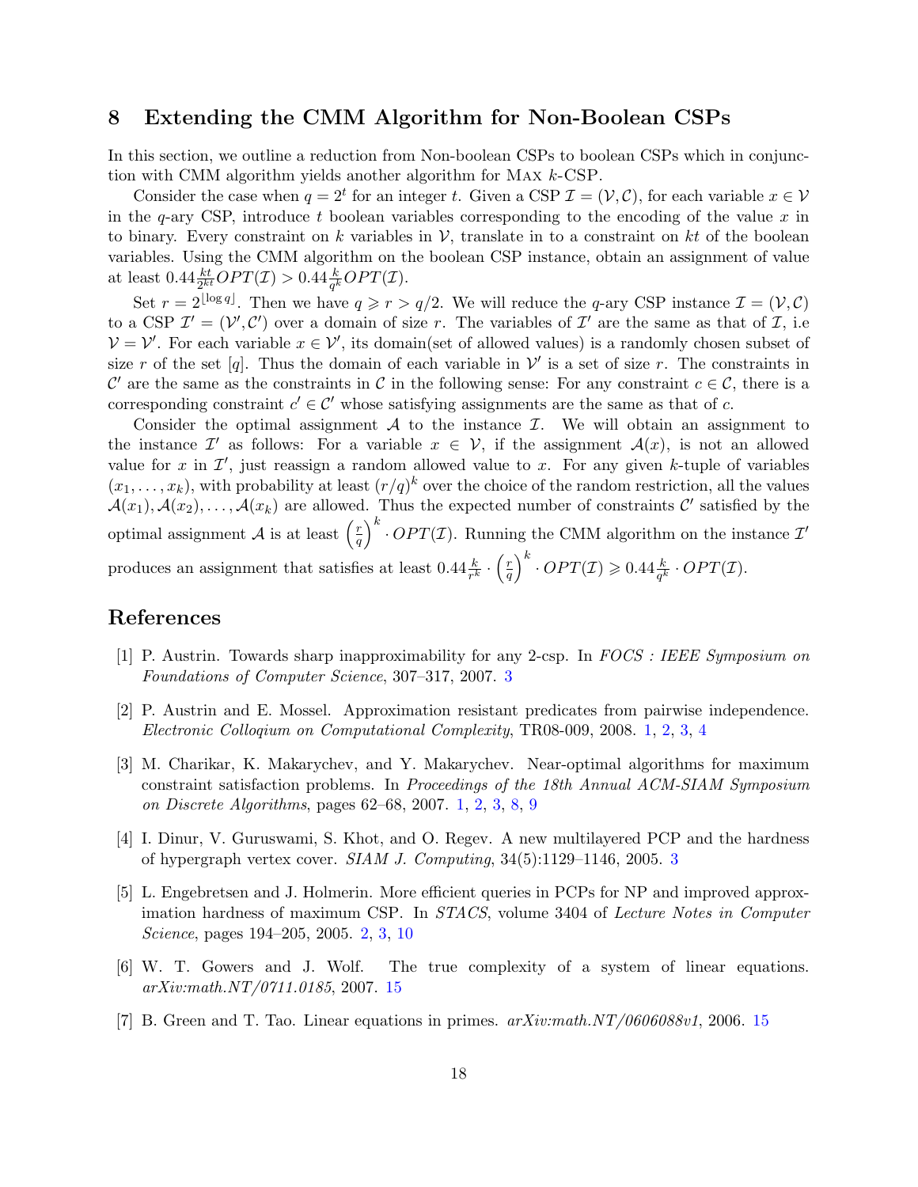# 8 Extending the CMM Algorithm for Non-Boolean CSPs

In this section, we outline a reduction from Non-boolean CSPs to boolean CSPs which in conjunction with CMM algorithm yields another algorithm for MAX $k$-CSP.

Consider the case when $q = 2^t$ for an integer $t$. Given a CSP $\mathcal{I} = (\mathcal{V}, \mathcal{C})$, for each variable $x \in \mathcal{V}$ in the $q$-ary CSP, introduce $t$ boolean variables corresponding to the encoding of the value $x$ in to binary. Every constraint on $k$ variables in $\mathcal{V}$, translate in to a constraint on $kt$ of the boolean variables. Using the CMM algorithm on the boolean CSP instance, obtain an assignment of value at least $0.44\frac{kt}{2^{kt}}OPT(\mathcal{I}) > 0.44\frac{k}{q^k}OPT(\mathcal{I})$.

Set $r = 2^{\lfloor \log q \rfloor}$. Then we have $q \geqslant r > q/2$. We will reduce the $q$-ary CSP instance $\mathcal{I} = (\mathcal{V}, \mathcal{C})$ to a CSP $\mathcal{I}' = (\mathcal{V}', \mathcal{C}')$ over a domain of size $r$. The variables of $\mathcal{I}'$ are the same as that of $\mathcal{I}$, i.e $\mathcal{V} = \mathcal{V}'$. For each variable $x \in \mathcal{V}'$, its domain(set of allowed values) is a randomly chosen subset of size $r$ of the set $[q]$. Thus the domain of each variable in $\mathcal{V}'$ is a set of size $r$. The constraints in $\mathcal{C}'$ are the same as the constraints in $\mathcal{C}$ in the following sense: For any constraint $c \in \mathcal{C}$, there is a corresponding constraint $c' \in \mathcal{C}'$ whose satisfying assignments are the same as that of $c$.

Consider the optimal assignment $\mathcal{A}$ to the instance $\mathcal{I}$. We will obtain an assignment to the instance $\mathcal{I}'$ as follows: For a variable $x \in \mathcal{V}$, if the assignment $\mathcal{A}(x)$, is not an allowed value for $x$ in $\mathcal{I}'$, just reassign a random allowed value to $x$. For any given $k$-tuple of variables $(x_1, \ldots, x_k)$, with probability at least $(r/q)^k$ over the choice of the random restriction, all the values $\mathcal{A}(x_1), \mathcal{A}(x_2), \ldots, \mathcal{A}(x_k)$ are allowed. Thus the expected number of constraints $\mathcal{C}'$ satisfied by the optimal assignment $\mathcal{A}$ is at least $\left(\frac{r}{q}\right)^k \cdot OPT(\mathcal{I})$. Running the CMM algorithm on the instance $\mathcal{I}'$ produces an assignment that satisfies at least $0.44\frac{k}{r^k} \cdot \left(\frac{r}{q}\right)^k \cdot OPT(\mathcal{I}) \geqslant 0.44\frac{k}{q^k} \cdot OPT(\mathcal{I})$.

# References

[1] P. Austrin. Towards sharp inapproximability for any 2-csp. In *FOCS : IEEE Symposium on Foundations of Computer Science*, 307–317, 2007. 3

[2] P. Austrin and E. Mossel. Approximation resistant predicates from pairwise independence. *Electronic Colloqium on Computational Complexity*, TR08-009, 2008. 1, 2, 3, 4

[3] M. Charikar, K. Makarychev, and Y. Makarychev. Near-optimal algorithms for maximum constraint satisfaction problems. In *Proceedings of the 18th Annual ACM-SIAM Symposium on Discrete Algorithms*, pages 62–68, 2007. 1, 2, 3, 8, 9

[4] I. Dinur, V. Guruswami, S. Khot, and O. Regev. A new multilayered PCP and the hardness of hypergraph vertex cover. *SIAM J. Computing*, 34(5):1129–1146, 2005. 3

[5] L. Engebretsen and J. Holmerin. More efficient queries in PCPs for NP and improved approximation hardness of maximum CSP. In *STACS*, volume 3404 of *Lecture Notes in Computer Science*, pages 194–205, 2005. 2, 3, 10

[6] W. T. Gowers and J. Wolf. The true complexity of a system of linear equations. *arXiv:math.NT/0711.0185*, 2007. 15

[7] B. Green and T. Tao. Linear equations in primes. *arXiv:math.NT/0606088v1*, 2006. 15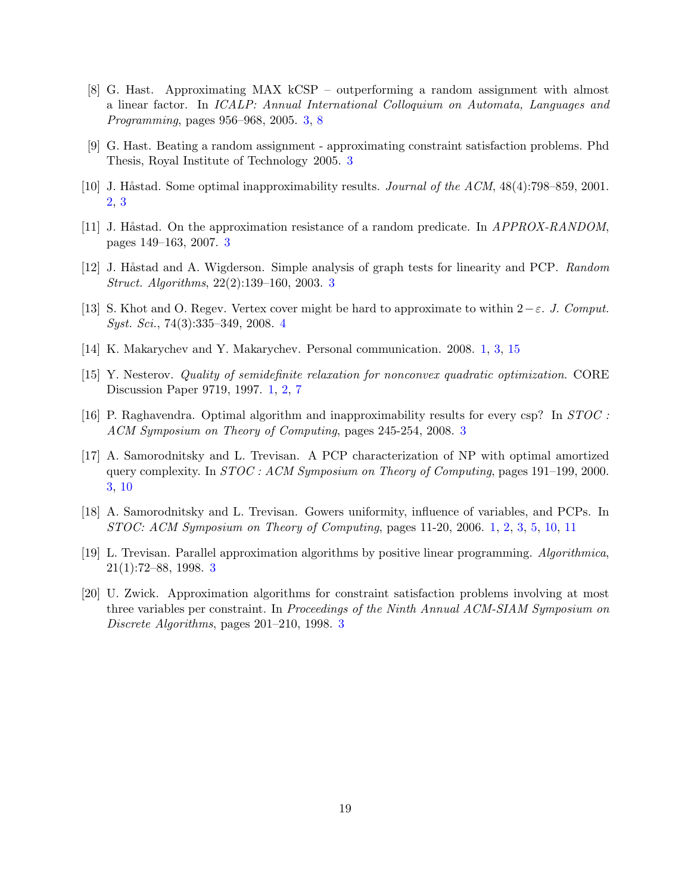[8] G. Hast. Approximating MAX kCSP – outperforming a random assignment with almost a linear factor. In *ICALP: Annual International Colloquium on Automata, Languages and Programming*, pages 956–968, 2005. 3, 8

[9] G. Hast. Beating a random assignment - approximating constraint satisfaction problems. Phd Thesis, Royal Institute of Technology 2005. 3

[10] J. Håstad. Some optimal inapproximability results. *Journal of the ACM*, 48(4):798–859, 2001. 2, 3

[11] J. Håstad. On the approximation resistance of a random predicate. In *APPROX-RANDOM*, pages 149–163, 2007. 3

[12] J. Håstad and A. Wigderson. Simple analysis of graph tests for linearity and PCP. *Random Struct. Algorithms*, 22(2):139–160, 2003. 3

[13] S. Khot and O. Regev. Vertex cover might be hard to approximate to within $2-\varepsilon$. *J. Comput. Syst. Sci.*, 74(3):335–349, 2008. 4

[14] K. Makarychev and Y. Makarychev. Personal communication. 2008. 1, 3, 15

[15] Y. Nesterov. *Quality of semidefinite relaxation for nonconvex quadratic optimization*. CORE Discussion Paper 9719, 1997. 1, 2, 7

[16] P. Raghavendra. Optimal algorithm and inapproximability results for every csp? In *STOC : ACM Symposium on Theory of Computing*, pages 245-254, 2008. 3

[17] A. Samorodnitsky and L. Trevisan. A PCP characterization of NP with optimal amortized query complexity. In *STOC : ACM Symposium on Theory of Computing*, pages 191–199, 2000. 3, 10

[18] A. Samorodnitsky and L. Trevisan. Gowers uniformity, influence of variables, and PCPs. In *STOC: ACM Symposium on Theory of Computing*, pages 11-20, 2006. 1, 2, 3, 5, 10, 11

[19] L. Trevisan. Parallel approximation algorithms by positive linear programming. *Algorithmica*, 21(1):72–88, 1998. 3

[20] U. Zwick. Approximation algorithms for constraint satisfaction problems involving at most three variables per constraint. In *Proceedings of the Ninth Annual ACM-SIAM Symposium on Discrete Algorithms*, pages 201–210, 1998. 3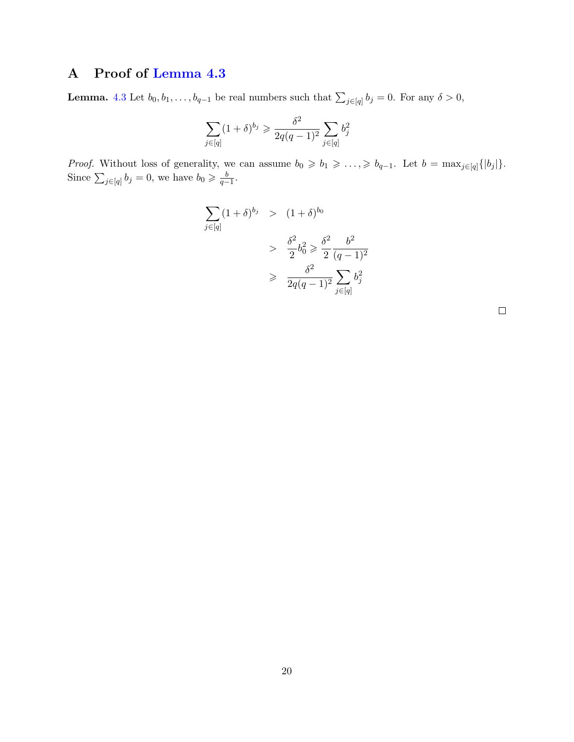## A Proof of Lemma 4.3

**Lemma.** 4.3 Let $b_0, b_1, \ldots, b_{q-1}$ be real numbers such that $\sum_{j\in[q]} b_j = 0$. For any $\delta > 0$,

$$\sum_{j\in[q]} (1+\delta)^{b_j} \geqslant \frac{\delta^2}{2q(q-1)^2} \sum_{j\in[q]} b_j^2$$

*Proof.* Without loss of generality, we can assume $b_0 \geqslant b_1 \geqslant \ldots, \geqslant b_{q-1}$. Let $b = \max_{j\in[q]}\{|b_j|\}$. Since $\sum_{j\in[q]} b_j = 0$, we have $b_0 \geqslant \frac{b}{q-1}$.

$$\begin{aligned}
\sum_{j\in[q]} (1+\delta)^{b_j} &> (1+\delta)^{b_0} \\
&> \frac{\delta^2}{2} b_0^2 \geqslant \frac{\delta^2}{2} \frac{b^2}{(q-1)^2} \\
&\geqslant \frac{\delta^2}{2q(q-1)^2} \sum_{j\in[q]} b_j^2
\end{aligned}$$

□